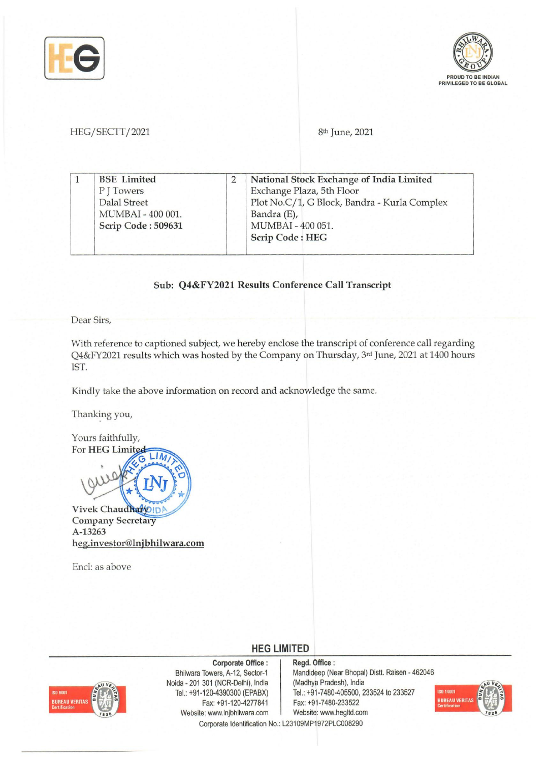HEG/SECTT/2021

8th June, 2021

| 1 | **BSE Limited**<br>P J Towers<br>Dalal Street<br>MUMBAI - 400 001.<br>**Scrip Code : 509631** | 2 | **National Stock Exchange of India Limited**<br>Exchange Plaza, 5th Floor<br>Plot No.C/1, G Block, Bandra - Kurla Complex<br>Bandra (E),<br>MUMBAI - 400 051.<br>**Scrip Code : HEG** |
|---|---|---|---|

**Sub: Q4&FY2021 Results Conference Call Transcript**

Dear Sirs,

With reference to captioned subject, we hereby enclose the transcript of conference call regarding Q4&FY2021 results which was hosted by the Company on Thursday, 3rd June, 2021 at 1400 hours IST.

Kindly take the above information on record and acknowledge the same.

Thanking you,

Yours faithfully,
For **HEG Limited**

**Vivek Chaudhary**
**Company Secretary**
**A-13263**
**heg.investor@lnjbhilwara.com**

Encl: as above

**HEG LIMITED**

**Corporate Office :**
Bhilwara Towers, A-12, Sector-1
Noida - 201 301 (NCR-Delhi), India
Tel.: +91-120-4390300 (EPABX)
Fax: +91-120-4277841
Website: www.lnjbhilwara.com

**Regd. Office :**
Mandideep (Near Bhopal) Distt. Raisen - 462046
(Madhya Pradesh), India
Tel.: +91-7480-405500, 233524 to 233527
Fax: +91-7480-233522
Website: www.hegltd.com

Corporate Identification No.: L23109MP1972PLC008290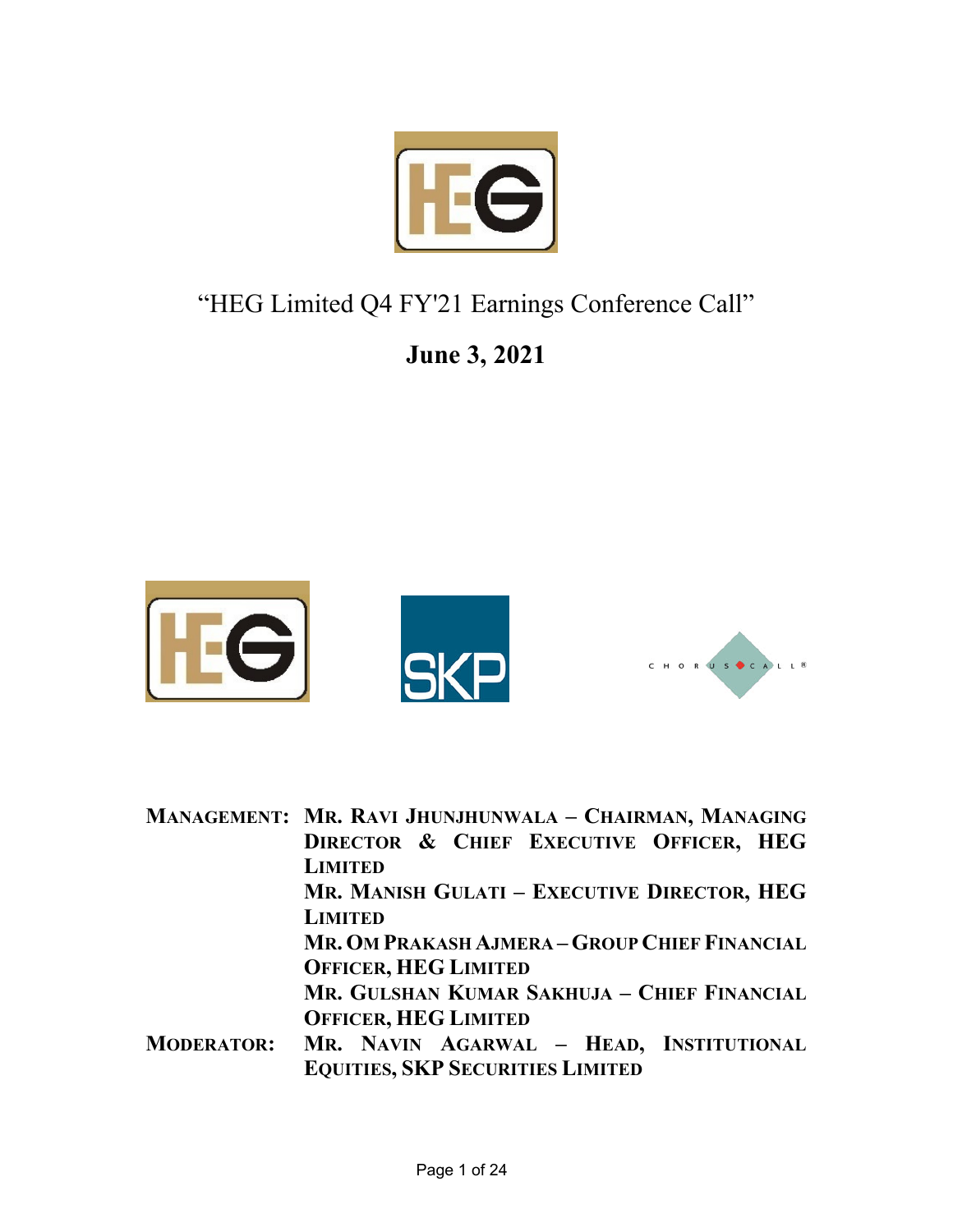# "HEG Limited Q4 FY'21 Earnings Conference Call"

## June 3, 2021

**MANAGEMENT:** **MR. RAVI JHUNJHUNWALA – CHAIRMAN, MANAGING DIRECTOR & CHIEF EXECUTIVE OFFICER, HEG LIMITED**
**MR. MANISH GULATI – EXECUTIVE DIRECTOR, HEG LIMITED**
**MR. OM PRAKASH AJMERA – GROUP CHIEF FINANCIAL OFFICER, HEG LIMITED**
**MR. GULSHAN KUMAR SAKHUJA – CHIEF FINANCIAL OFFICER, HEG LIMITED**

**MODERATOR:** **MR. NAVIN AGARWAL – HEAD, INSTITUTIONAL EQUITIES, SKP SECURITIES LIMITED**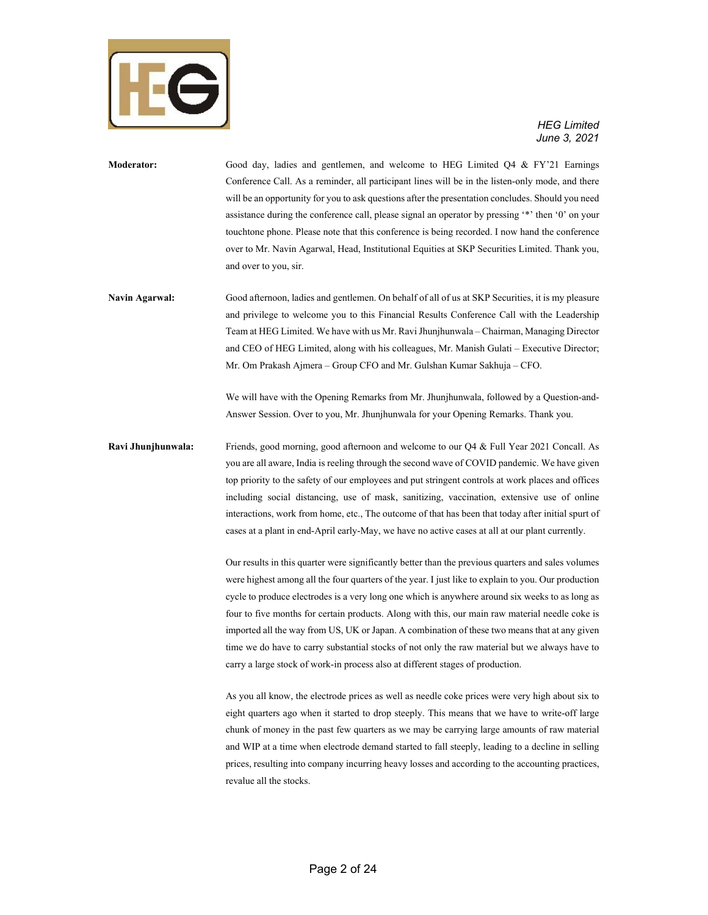**Moderator:** Good day, ladies and gentlemen, and welcome to HEG Limited Q4 & FY'21 Earnings Conference Call. As a reminder, all participant lines will be in the listen-only mode, and there will be an opportunity for you to ask questions after the presentation concludes. Should you need assistance during the conference call, please signal an operator by pressing '*' then '0' on your touchtone phone. Please note that this conference is being recorded. I now hand the conference over to Mr. Navin Agarwal, Head, Institutional Equities at SKP Securities Limited. Thank you, and over to you, sir.

**Navin Agarwal:** Good afternoon, ladies and gentlemen. On behalf of all of us at SKP Securities, it is my pleasure and privilege to welcome you to this Financial Results Conference Call with the Leadership Team at HEG Limited. We have with us Mr. Ravi Jhunjhunwala – Chairman, Managing Director and CEO of HEG Limited, along with his colleagues, Mr. Manish Gulati – Executive Director; Mr. Om Prakash Ajmera – Group CFO and Mr. Gulshan Kumar Sakhuja – CFO.

We will have with the Opening Remarks from Mr. Jhunjhunwala, followed by a Question-and-Answer Session. Over to you, Mr. Jhunjhunwala for your Opening Remarks. Thank you.

**Ravi Jhunjhunwala:** Friends, good morning, good afternoon and welcome to our Q4 & Full Year 2021 Concall. As you are all aware, India is reeling through the second wave of COVID pandemic. We have given top priority to the safety of our employees and put stringent controls at work places and offices including social distancing, use of mask, sanitizing, vaccination, extensive use of online interactions, work from home, etc., The outcome of that has been that today after initial spurt of cases at a plant in end-April early-May, we have no active cases at all at our plant currently.

Our results in this quarter were significantly better than the previous quarters and sales volumes were highest among all the four quarters of the year. I just like to explain to you. Our production cycle to produce electrodes is a very long one which is anywhere around six weeks to as long as four to five months for certain products. Along with this, our main raw material needle coke is imported all the way from US, UK or Japan. A combination of these two means that at any given time we do have to carry substantial stocks of not only the raw material but we always have to carry a large stock of work-in process also at different stages of production.

As you all know, the electrode prices as well as needle coke prices were very high about six to eight quarters ago when it started to drop steeply. This means that we have to write-off large chunk of money in the past few quarters as we may be carrying large amounts of raw material and WIP at a time when electrode demand started to fall steeply, leading to a decline in selling prices, resulting into company incurring heavy losses and according to the accounting practices, revalue all the stocks.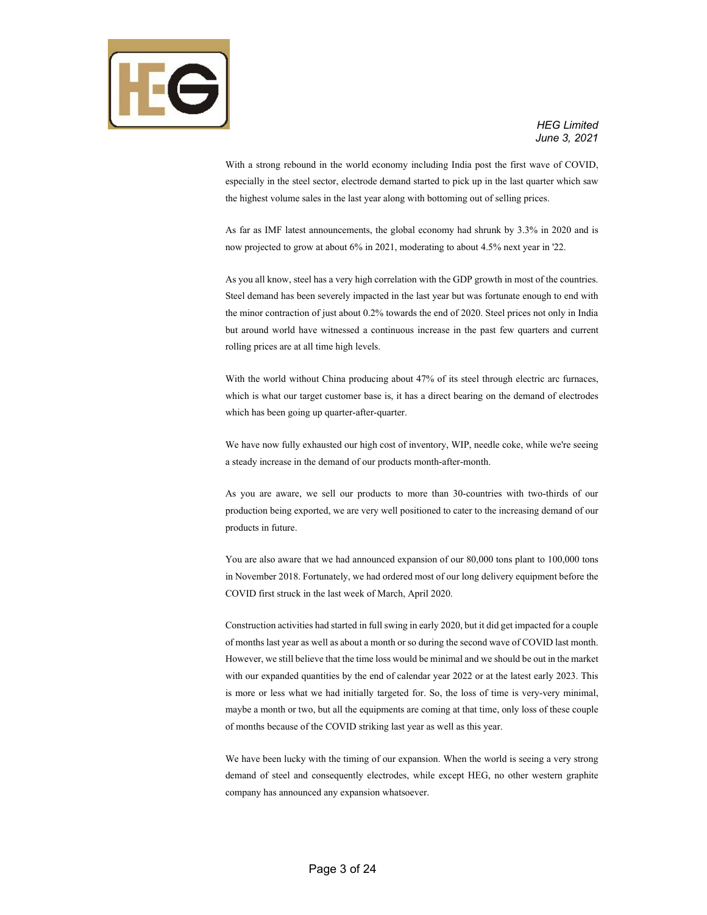With a strong rebound in the world economy including India post the first wave of COVID, especially in the steel sector, electrode demand started to pick up in the last quarter which saw the highest volume sales in the last year along with bottoming out of selling prices.

As far as IMF latest announcements, the global economy had shrunk by 3.3% in 2020 and is now projected to grow at about 6% in 2021, moderating to about 4.5% next year in '22.

As you all know, steel has a very high correlation with the GDP growth in most of the countries. Steel demand has been severely impacted in the last year but was fortunate enough to end with the minor contraction of just about 0.2% towards the end of 2020. Steel prices not only in India but around world have witnessed a continuous increase in the past few quarters and current rolling prices are at all time high levels.

With the world without China producing about 47% of its steel through electric arc furnaces, which is what our target customer base is, it has a direct bearing on the demand of electrodes which has been going up quarter-after-quarter.

We have now fully exhausted our high cost of inventory, WIP, needle coke, while we're seeing a steady increase in the demand of our products month-after-month.

As you are aware, we sell our products to more than 30-countries with two-thirds of our production being exported, we are very well positioned to cater to the increasing demand of our products in future.

You are also aware that we had announced expansion of our 80,000 tons plant to 100,000 tons in November 2018. Fortunately, we had ordered most of our long delivery equipment before the COVID first struck in the last week of March, April 2020.

Construction activities had started in full swing in early 2020, but it did get impacted for a couple of months last year as well as about a month or so during the second wave of COVID last month. However, we still believe that the time loss would be minimal and we should be out in the market with our expanded quantities by the end of calendar year 2022 or at the latest early 2023. This is more or less what we had initially targeted for. So, the loss of time is very-very minimal, maybe a month or two, but all the equipments are coming at that time, only loss of these couple of months because of the COVID striking last year as well as this year.

We have been lucky with the timing of our expansion. When the world is seeing a very strong demand of steel and consequently electrodes, while except HEG, no other western graphite company has announced any expansion whatsoever.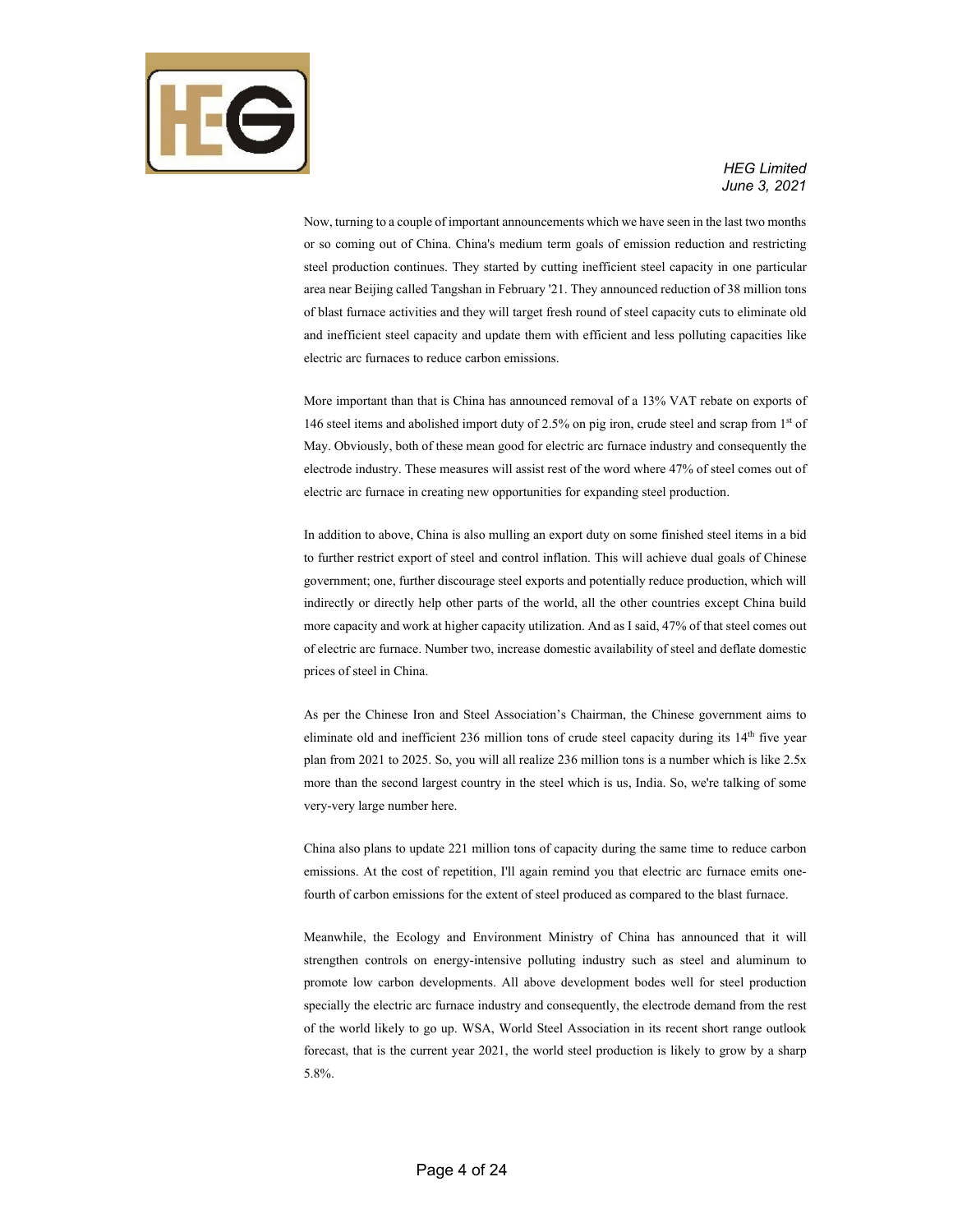Now, turning to a couple of important announcements which we have seen in the last two months or so coming out of China. China's medium term goals of emission reduction and restricting steel production continues. They started by cutting inefficient steel capacity in one particular area near Beijing called Tangshan in February '21. They announced reduction of 38 million tons of blast furnace activities and they will target fresh round of steel capacity cuts to eliminate old and inefficient steel capacity and update them with efficient and less polluting capacities like electric arc furnaces to reduce carbon emissions.

More important than that is China has announced removal of a 13% VAT rebate on exports of 146 steel items and abolished import duty of 2.5% on pig iron, crude steel and scrap from 1st of May. Obviously, both of these mean good for electric arc furnace industry and consequently the electrode industry. These measures will assist rest of the word where 47% of steel comes out of electric arc furnace in creating new opportunities for expanding steel production.

In addition to above, China is also mulling an export duty on some finished steel items in a bid to further restrict export of steel and control inflation. This will achieve dual goals of Chinese government; one, further discourage steel exports and potentially reduce production, which will indirectly or directly help other parts of the world, all the other countries except China build more capacity and work at higher capacity utilization. And as I said, 47% of that steel comes out of electric arc furnace. Number two, increase domestic availability of steel and deflate domestic prices of steel in China.

As per the Chinese Iron and Steel Association's Chairman, the Chinese government aims to eliminate old and inefficient 236 million tons of crude steel capacity during its 14th five year plan from 2021 to 2025. So, you will all realize 236 million tons is a number which is like 2.5x more than the second largest country in the steel which is us, India. So, we're talking of some very-very large number here.

China also plans to update 221 million tons of capacity during the same time to reduce carbon emissions. At the cost of repetition, I'll again remind you that electric arc furnace emits one-fourth of carbon emissions for the extent of steel produced as compared to the blast furnace.

Meanwhile, the Ecology and Environment Ministry of China has announced that it will strengthen controls on energy-intensive polluting industry such as steel and aluminum to promote low carbon developments. All above development bodes well for steel production specially the electric arc furnace industry and consequently, the electrode demand from the rest of the world likely to go up. WSA, World Steel Association in its recent short range outlook forecast, that is the current year 2021, the world steel production is likely to grow by a sharp 5.8%.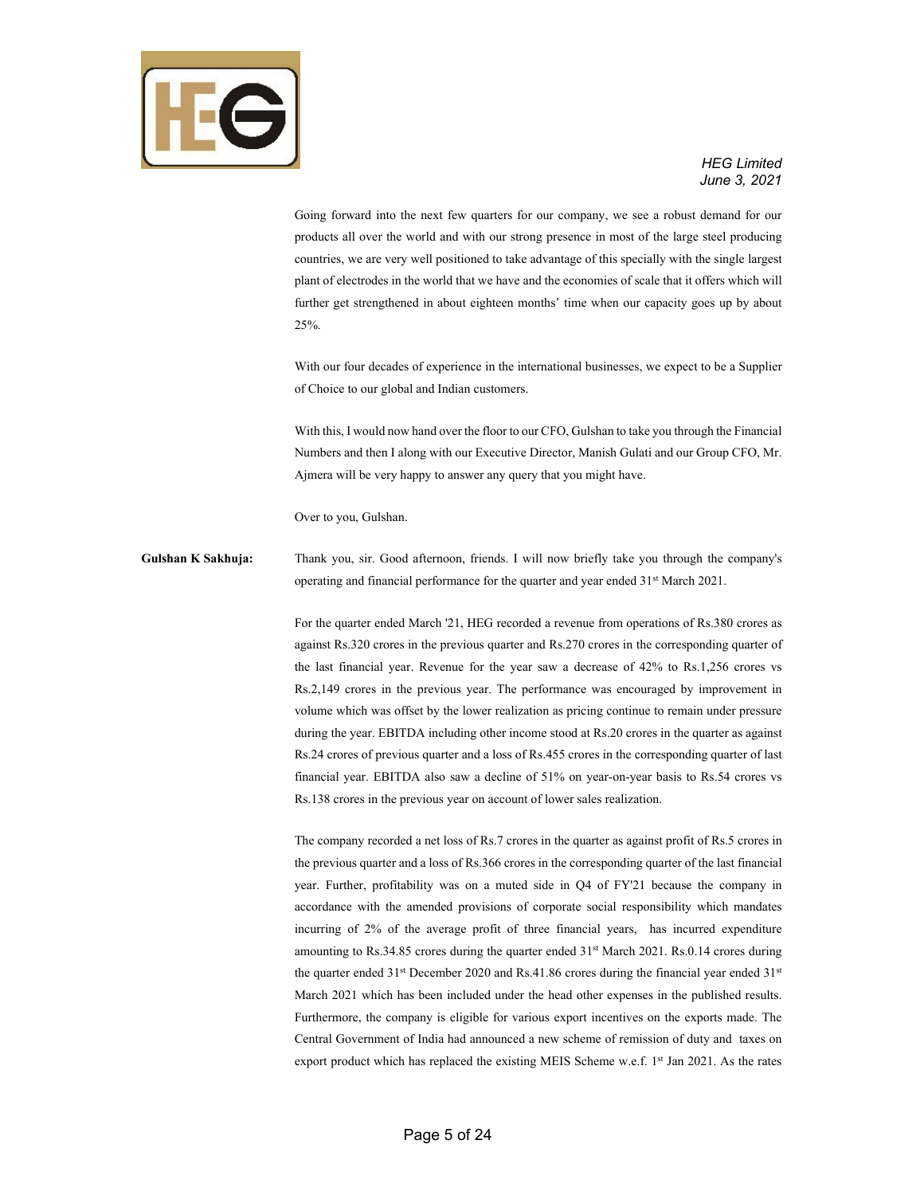Going forward into the next few quarters for our company, we see a robust demand for our products all over the world and with our strong presence in most of the large steel producing countries, we are very well positioned to take advantage of this specially with the single largest plant of electrodes in the world that we have and the economies of scale that it offers which will further get strengthened in about eighteen months' time when our capacity goes up by about 25%.

With our four decades of experience in the international businesses, we expect to be a Supplier of Choice to our global and Indian customers.

With this, I would now hand over the floor to our CFO, Gulshan to take you through the Financial Numbers and then I along with our Executive Director, Manish Gulati and our Group CFO, Mr. Ajmera will be very happy to answer any query that you might have.

Over to you, Gulshan.

**Gulshan K Sakhuja:** Thank you, sir. Good afternoon, friends. I will now briefly take you through the company's operating and financial performance for the quarter and year ended 31st March 2021.

For the quarter ended March '21, HEG recorded a revenue from operations of Rs.380 crores as against Rs.320 crores in the previous quarter and Rs.270 crores in the corresponding quarter of the last financial year. Revenue for the year saw a decrease of 42% to Rs.1,256 crores vs Rs.2,149 crores in the previous year. The performance was encouraged by improvement in volume which was offset by the lower realization as pricing continue to remain under pressure during the year. EBITDA including other income stood at Rs.20 crores in the quarter as against Rs.24 crores of previous quarter and a loss of Rs.455 crores in the corresponding quarter of last financial year. EBITDA also saw a decline of 51% on year-on-year basis to Rs.54 crores vs Rs.138 crores in the previous year on account of lower sales realization.

The company recorded a net loss of Rs.7 crores in the quarter as against profit of Rs.5 crores in the previous quarter and a loss of Rs.366 crores in the corresponding quarter of the last financial year. Further, profitability was on a muted side in Q4 of FY'21 because the company in accordance with the amended provisions of corporate social responsibility which mandates incurring of 2% of the average profit of three financial years, has incurred expenditure amounting to Rs.34.85 crores during the quarter ended 31st March 2021. Rs.0.14 crores during the quarter ended 31st December 2020 and Rs.41.86 crores during the financial year ended 31st March 2021 which has been included under the head other expenses in the published results. Furthermore, the company is eligible for various export incentives on the exports made. The Central Government of India had announced a new scheme of remission of duty and taxes on export product which has replaced the existing MEIS Scheme w.e.f. 1st Jan 2021. As the rates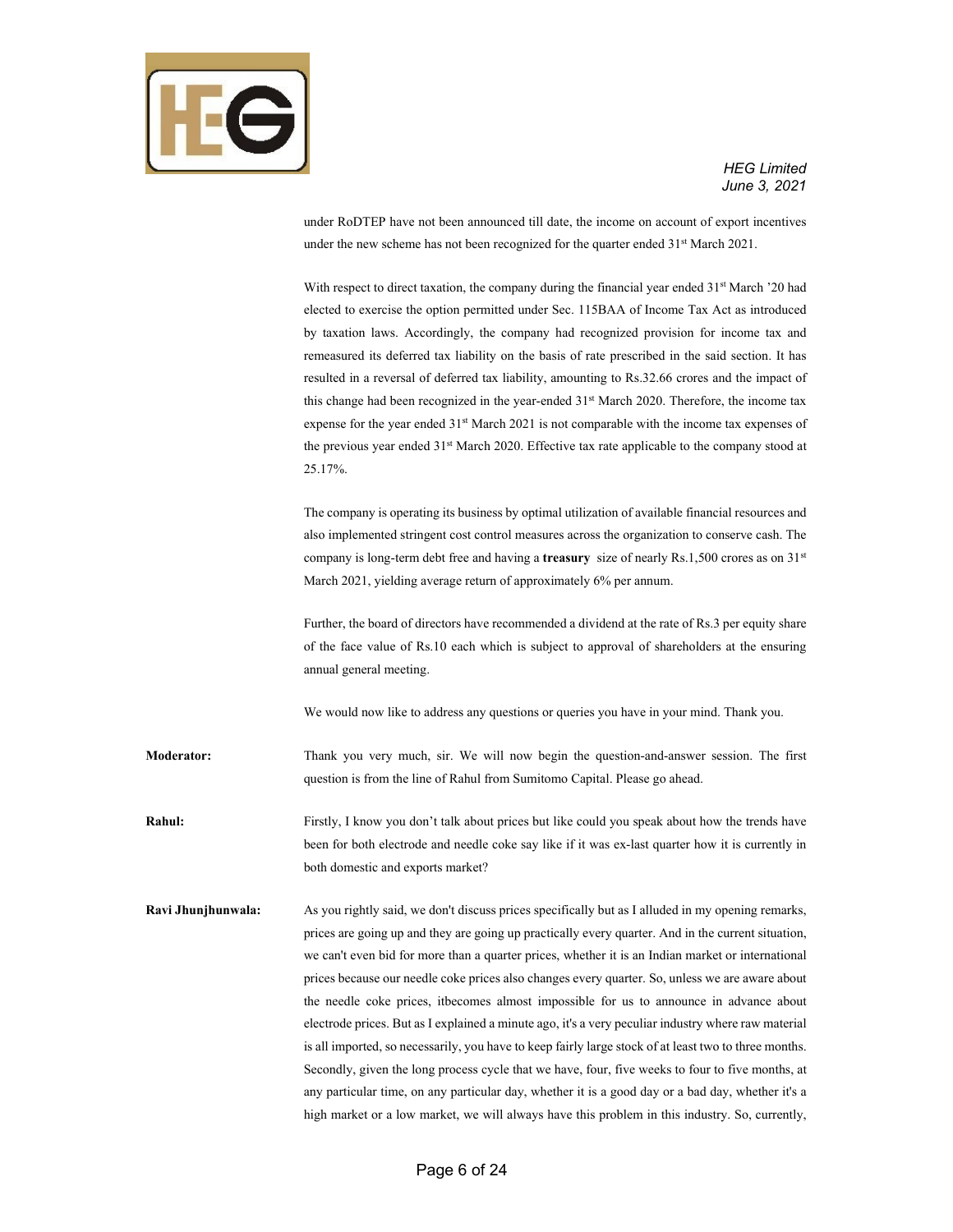under RoDTEP have not been announced till date, the income on account of export incentives under the new scheme has not been recognized for the quarter ended 31st March 2021.

With respect to direct taxation, the company during the financial year ended 31st March '20 had elected to exercise the option permitted under Sec. 115BAA of Income Tax Act as introduced by taxation laws. Accordingly, the company had recognized provision for income tax and remeasured its deferred tax liability on the basis of rate prescribed in the said section. It has resulted in a reversal of deferred tax liability, amounting to Rs.32.66 crores and the impact of this change had been recognized in the year-ended 31st March 2020. Therefore, the income tax expense for the year ended 31st March 2021 is not comparable with the income tax expenses of the previous year ended 31st March 2020. Effective tax rate applicable to the company stood at 25.17%.

The company is operating its business by optimal utilization of available financial resources and also implemented stringent cost control measures across the organization to conserve cash. The company is long-term debt free and having a **treasury** size of nearly Rs.1,500 crores as on 31st March 2021, yielding average return of approximately 6% per annum.

Further, the board of directors have recommended a dividend at the rate of Rs.3 per equity share of the face value of Rs.10 each which is subject to approval of shareholders at the ensuring annual general meeting.

We would now like to address any questions or queries you have in your mind. Thank you.

**Moderator:** Thank you very much, sir. We will now begin the question-and-answer session. The first question is from the line of Rahul from Sumitomo Capital. Please go ahead.

**Rahul:** Firstly, I know you don't talk about prices but like could you speak about how the trends have been for both electrode and needle coke say like if it was ex-last quarter how it is currently in both domestic and exports market?

**Ravi Jhunjhunwala:** As you rightly said, we don't discuss prices specifically but as I alluded in my opening remarks, prices are going up and they are going up practically every quarter. And in the current situation, we can't even bid for more than a quarter prices, whether it is an Indian market or international prices because our needle coke prices also changes every quarter. So, unless we are aware about the needle coke prices, itbecomes almost impossible for us to announce in advance about electrode prices. But as I explained a minute ago, it's a very peculiar industry where raw material is all imported, so necessarily, you have to keep fairly large stock of at least two to three months. Secondly, given the long process cycle that we have, four, five weeks to four to five months, at any particular time, on any particular day, whether it is a good day or a bad day, whether it's a high market or a low market, we will always have this problem in this industry. So, currently,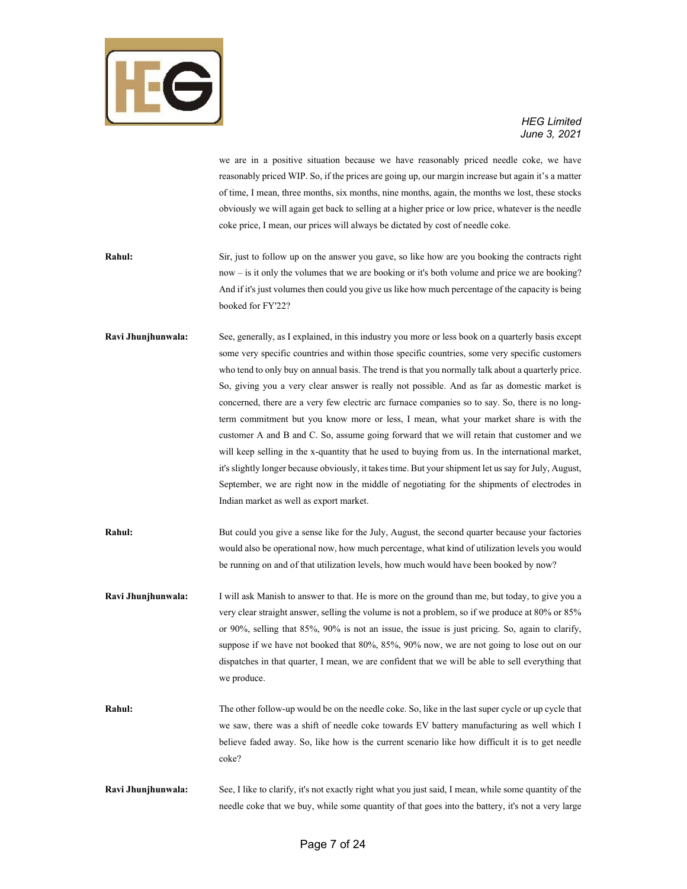we are in a positive situation because we have reasonably priced needle coke, we have reasonably priced WIP. So, if the prices are going up, our margin increase but again it's a matter of time, I mean, three months, six months, nine months, again, the months we lost, these stocks obviously we will again get back to selling at a higher price or low price, whatever is the needle coke price, I mean, our prices will always be dictated by cost of needle coke.

**Rahul:** Sir, just to follow up on the answer you gave, so like how are you booking the contracts right now – is it only the volumes that we are booking or it's both volume and price we are booking? And if it's just volumes then could you give us like how much percentage of the capacity is being booked for FY'22?

**Ravi Jhunjhunwala:** See, generally, as I explained, in this industry you more or less book on a quarterly basis except some very specific countries and within those specific countries, some very specific customers who tend to only buy on annual basis. The trend is that you normally talk about a quarterly price. So, giving you a very clear answer is really not possible. And as far as domestic market is concerned, there are a very few electric arc furnace companies so to say. So, there is no long-term commitment but you know more or less, I mean, what your market share is with the customer A and B and C. So, assume going forward that we will retain that customer and we will keep selling in the x-quantity that he used to buying from us. In the international market, it's slightly longer because obviously, it takes time. But your shipment let us say for July, August, September, we are right now in the middle of negotiating for the shipments of electrodes in Indian market as well as export market.

**Rahul:** But could you give a sense like for the July, August, the second quarter because your factories would also be operational now, how much percentage, what kind of utilization levels you would be running on and of that utilization levels, how much would have been booked by now?

**Ravi Jhunjhunwala:** I will ask Manish to answer to that. He is more on the ground than me, but today, to give you a very clear straight answer, selling the volume is not a problem, so if we produce at 80% or 85% or 90%, selling that 85%, 90% is not an issue, the issue is just pricing. So, again to clarify, suppose if we have not booked that 80%, 85%, 90% now, we are not going to lose out on our dispatches in that quarter, I mean, we are confident that we will be able to sell everything that we produce.

**Rahul:** The other follow-up would be on the needle coke. So, like in the last super cycle or up cycle that we saw, there was a shift of needle coke towards EV battery manufacturing as well which I believe faded away. So, like how is the current scenario like how difficult it is to get needle coke?

**Ravi Jhunjhunwala:** See, I like to clarify, it's not exactly right what you just said, I mean, while some quantity of the needle coke that we buy, while some quantity of that goes into the battery, it's not a very large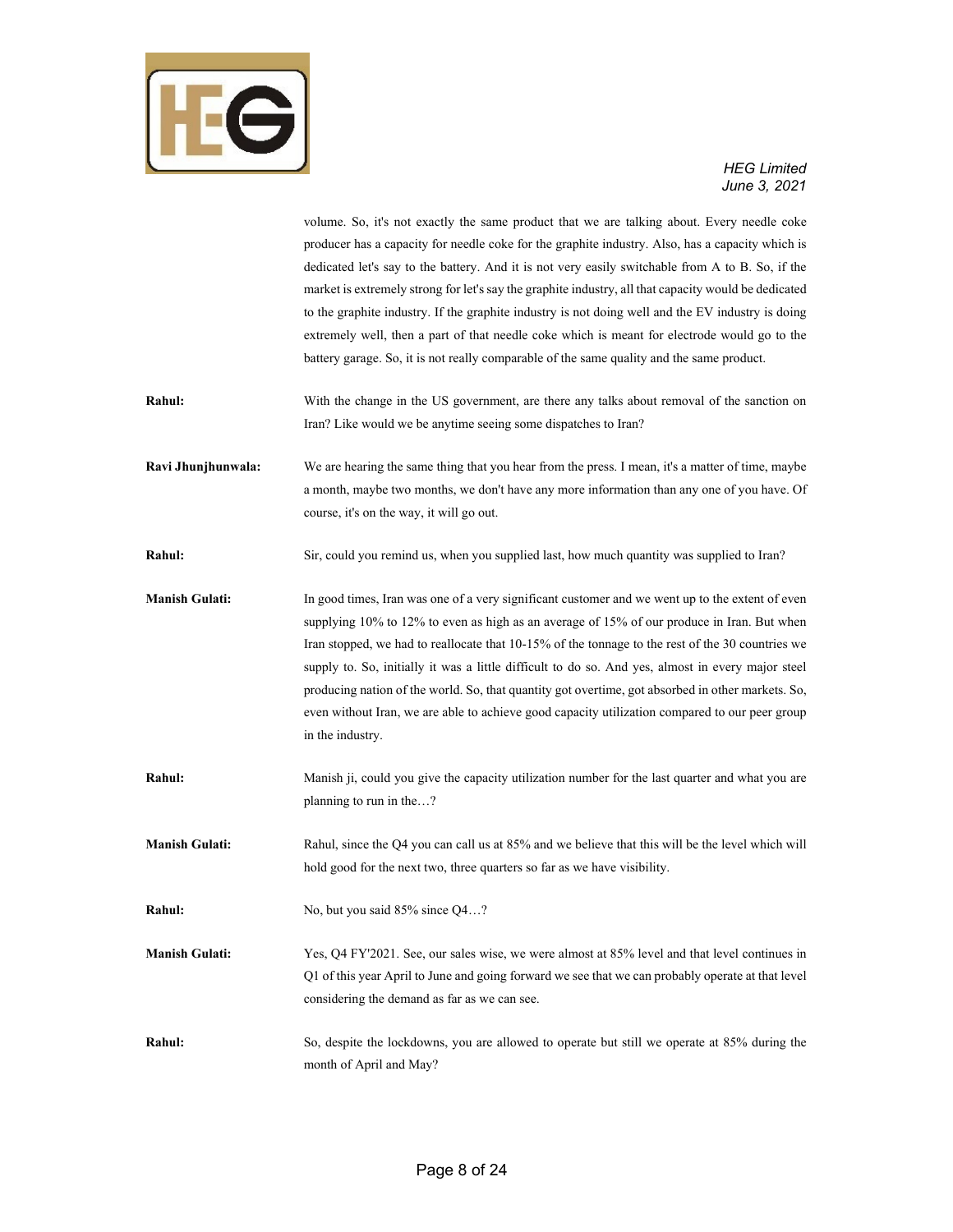volume. So, it's not exactly the same product that we are talking about. Every needle coke producer has a capacity for needle coke for the graphite industry. Also, has a capacity which is dedicated let's say to the battery. And it is not very easily switchable from A to B. So, if the market is extremely strong for let's say the graphite industry, all that capacity would be dedicated to the graphite industry. If the graphite industry is not doing well and the EV industry is doing extremely well, then a part of that needle coke which is meant for electrode would go to the battery garage. So, it is not really comparable of the same quality and the same product.

**Rahul:** With the change in the US government, are there any talks about removal of the sanction on Iran? Like would we be anytime seeing some dispatches to Iran?

**Ravi Jhunjhunwala:** We are hearing the same thing that you hear from the press. I mean, it's a matter of time, maybe a month, maybe two months, we don't have any more information than any one of you have. Of course, it's on the way, it will go out.

**Rahul:** Sir, could you remind us, when you supplied last, how much quantity was supplied to Iran?

**Manish Gulati:** In good times, Iran was one of a very significant customer and we went up to the extent of even supplying 10% to 12% to even as high as an average of 15% of our produce in Iran. But when Iran stopped, we had to reallocate that 10-15% of the tonnage to the rest of the 30 countries we supply to. So, initially it was a little difficult to do so. And yes, almost in every major steel producing nation of the world. So, that quantity got overtime, got absorbed in other markets. So, even without Iran, we are able to achieve good capacity utilization compared to our peer group in the industry.

**Rahul:** Manish ji, could you give the capacity utilization number for the last quarter and what you are planning to run in the…?

**Manish Gulati:** Rahul, since the Q4 you can call us at 85% and we believe that this will be the level which will hold good for the next two, three quarters so far as we have visibility.

**Rahul:** No, but you said 85% since Q4…?

**Manish Gulati:** Yes, Q4 FY'2021. See, our sales wise, we were almost at 85% level and that level continues in Q1 of this year April to June and going forward we see that we can probably operate at that level considering the demand as far as we can see.

**Rahul:** So, despite the lockdowns, you are allowed to operate but still we operate at 85% during the month of April and May?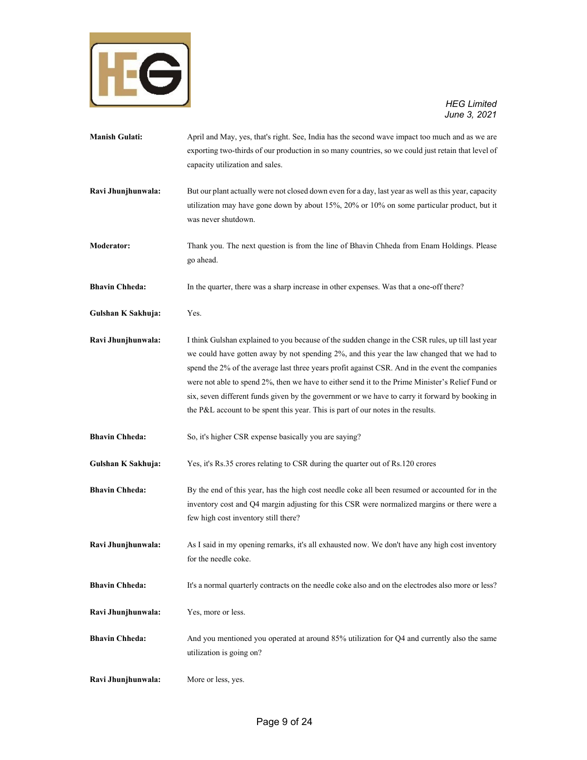**Manish Gulati:** April and May, yes, that's right. See, India has the second wave impact too much and as we are exporting two-thirds of our production in so many countries, so we could just retain that level of capacity utilization and sales.

**Ravi Jhunjhunwala:** But our plant actually were not closed down even for a day, last year as well as this year, capacity utilization may have gone down by about 15%, 20% or 10% on some particular product, but it was never shutdown.

**Moderator:** Thank you. The next question is from the line of Bhavin Chheda from Enam Holdings. Please go ahead.

**Bhavin Chheda:** In the quarter, there was a sharp increase in other expenses. Was that a one-off there?

**Gulshan K Sakhuja:** Yes.

**Ravi Jhunjhunwala:** I think Gulshan explained to you because of the sudden change in the CSR rules, up till last year we could have gotten away by not spending 2%, and this year the law changed that we had to spend the 2% of the average last three years profit against CSR. And in the event the companies were not able to spend 2%, then we have to either send it to the Prime Minister's Relief Fund or six, seven different funds given by the government or we have to carry it forward by booking in the P&L account to be spent this year. This is part of our notes in the results.

**Bhavin Chheda:** So, it's higher CSR expense basically you are saying?

**Gulshan K Sakhuja:** Yes, it's Rs.35 crores relating to CSR during the quarter out of Rs.120 crores

**Bhavin Chheda:** By the end of this year, has the high cost needle coke all been resumed or accounted for in the inventory cost and Q4 margin adjusting for this CSR were normalized margins or there were a few high cost inventory still there?

**Ravi Jhunjhunwala:** As I said in my opening remarks, it's all exhausted now. We don't have any high cost inventory for the needle coke.

**Bhavin Chheda:** It's a normal quarterly contracts on the needle coke also and on the electrodes also more or less?

**Ravi Jhunjhunwala:** Yes, more or less.

**Bhavin Chheda:** And you mentioned you operated at around 85% utilization for Q4 and currently also the same utilization is going on?

**Ravi Jhunjhunwala:** More or less, yes.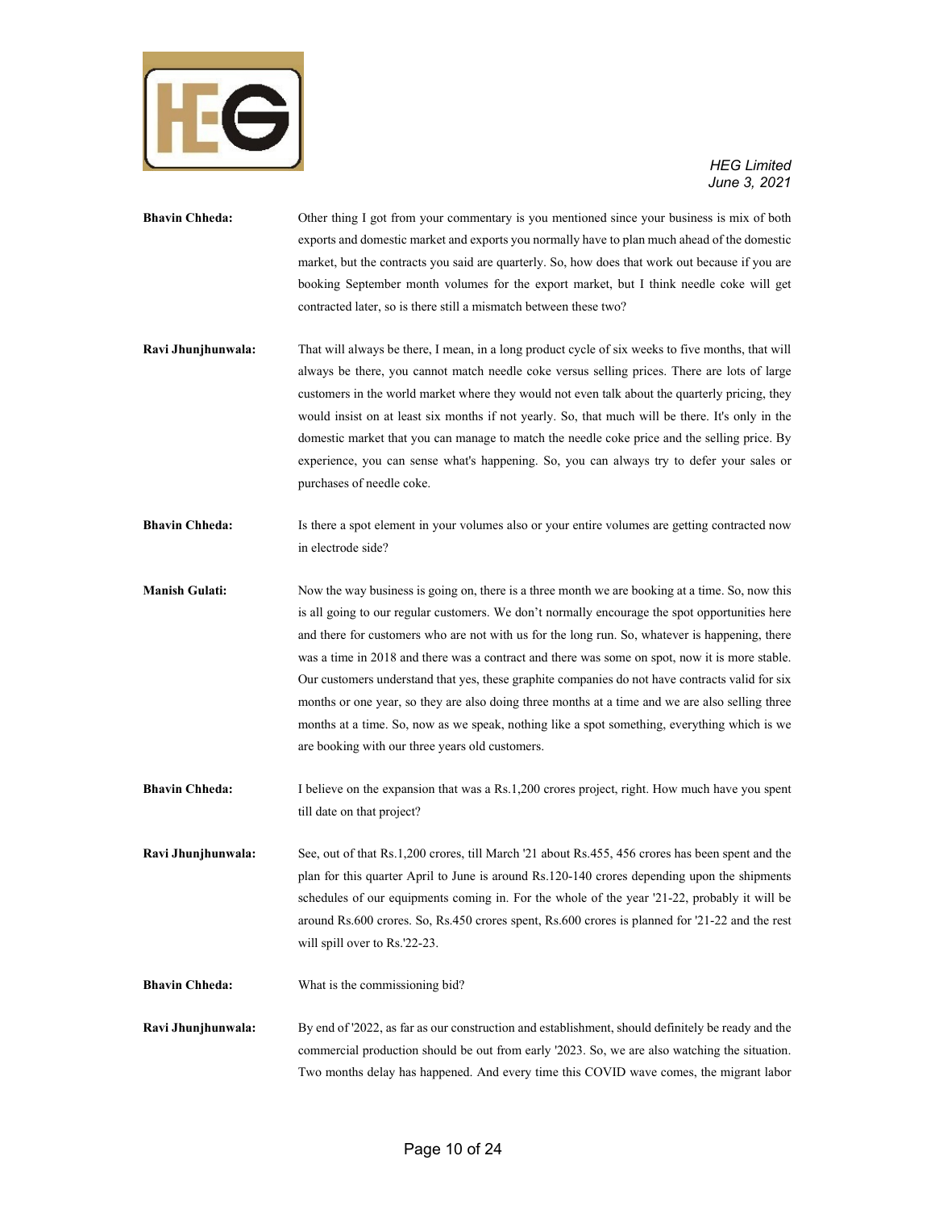**Bhavin Chheda:** Other thing I got from your commentary is you mentioned since your business is mix of both exports and domestic market and exports you normally have to plan much ahead of the domestic market, but the contracts you said are quarterly. So, how does that work out because if you are booking September month volumes for the export market, but I think needle coke will get contracted later, so is there still a mismatch between these two?

**Ravi Jhunjhunwala:** That will always be there, I mean, in a long product cycle of six weeks to five months, that will always be there, you cannot match needle coke versus selling prices. There are lots of large customers in the world market where they would not even talk about the quarterly pricing, they would insist on at least six months if not yearly. So, that much will be there. It's only in the domestic market that you can manage to match the needle coke price and the selling price. By experience, you can sense what's happening. So, you can always try to defer your sales or purchases of needle coke.

**Bhavin Chheda:** Is there a spot element in your volumes also or your entire volumes are getting contracted now in electrode side?

**Manish Gulati:** Now the way business is going on, there is a three month we are booking at a time. So, now this is all going to our regular customers. We don't normally encourage the spot opportunities here and there for customers who are not with us for the long run. So, whatever is happening, there was a time in 2018 and there was a contract and there was some on spot, now it is more stable. Our customers understand that yes, these graphite companies do not have contracts valid for six months or one year, so they are also doing three months at a time and we are also selling three months at a time. So, now as we speak, nothing like a spot something, everything which is we are booking with our three years old customers.

**Bhavin Chheda:** I believe on the expansion that was a Rs.1,200 crores project, right. How much have you spent till date on that project?

**Ravi Jhunjhunwala:** See, out of that Rs.1,200 crores, till March '21 about Rs.455, 456 crores has been spent and the plan for this quarter April to June is around Rs.120-140 crores depending upon the shipments schedules of our equipments coming in. For the whole of the year '21-22, probably it will be around Rs.600 crores. So, Rs.450 crores spent, Rs.600 crores is planned for '21-22 and the rest will spill over to Rs.'22-23.

**Bhavin Chheda:** What is the commissioning bid?

**Ravi Jhunjhunwala:** By end of '2022, as far as our construction and establishment, should definitely be ready and the commercial production should be out from early '2023. So, we are also watching the situation. Two months delay has happened. And every time this COVID wave comes, the migrant labor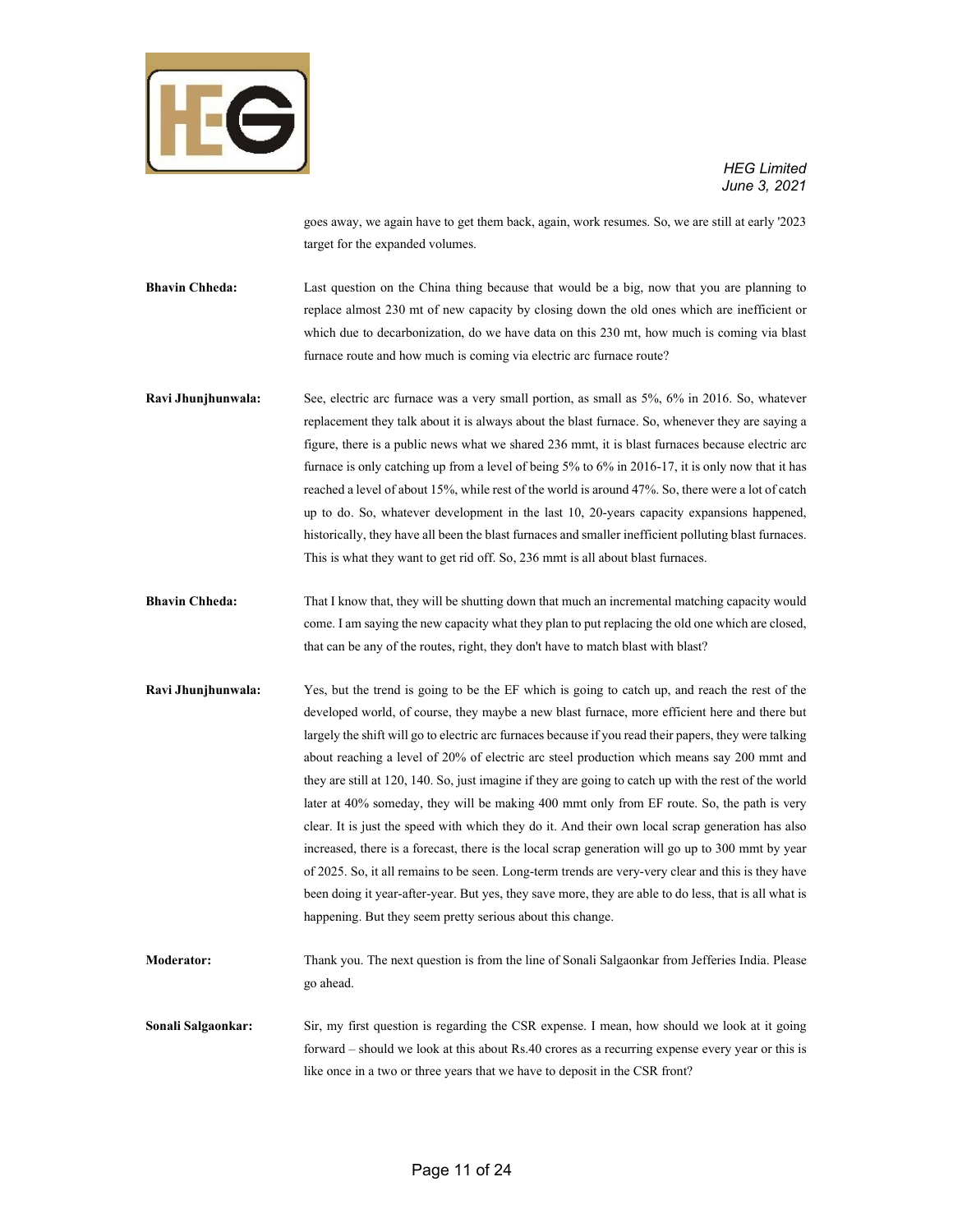goes away, we again have to get them back, again, work resumes. So, we are still at early '2023 target for the expanded volumes.

**Bhavin Chheda:** Last question on the China thing because that would be a big, now that you are planning to replace almost 230 mt of new capacity by closing down the old ones which are inefficient or which due to decarbonization, do we have data on this 230 mt, how much is coming via blast furnace route and how much is coming via electric arc furnace route?

**Ravi Jhunjhunwala:** See, electric arc furnace was a very small portion, as small as 5%, 6% in 2016. So, whatever replacement they talk about it is always about the blast furnace. So, whenever they are saying a figure, there is a public news what we shared 236 mmt, it is blast furnaces because electric arc furnace is only catching up from a level of being 5% to 6% in 2016-17, it is only now that it has reached a level of about 15%, while rest of the world is around 47%. So, there were a lot of catch up to do. So, whatever development in the last 10, 20-years capacity expansions happened, historically, they have all been the blast furnaces and smaller inefficient polluting blast furnaces. This is what they want to get rid off. So, 236 mmt is all about blast furnaces.

**Bhavin Chheda:** That I know that, they will be shutting down that much an incremental matching capacity would come. I am saying the new capacity what they plan to put replacing the old one which are closed, that can be any of the routes, right, they don't have to match blast with blast?

**Ravi Jhunjhunwala:** Yes, but the trend is going to be the EF which is going to catch up, and reach the rest of the developed world, of course, they maybe a new blast furnace, more efficient here and there but largely the shift will go to electric arc furnaces because if you read their papers, they were talking about reaching a level of 20% of electric arc steel production which means say 200 mmt and they are still at 120, 140. So, just imagine if they are going to catch up with the rest of the world later at 40% someday, they will be making 400 mmt only from EF route. So, the path is very clear. It is just the speed with which they do it. And their own local scrap generation has also increased, there is a forecast, there is the local scrap generation will go up to 300 mmt by year of 2025. So, it all remains to be seen. Long-term trends are very-very clear and this is they have been doing it year-after-year. But yes, they save more, they are able to do less, that is all what is happening. But they seem pretty serious about this change.

**Moderator:** Thank you. The next question is from the line of Sonali Salgaonkar from Jefferies India. Please go ahead.

**Sonali Salgaonkar:** Sir, my first question is regarding the CSR expense. I mean, how should we look at it going forward – should we look at this about Rs.40 crores as a recurring expense every year or this is like once in a two or three years that we have to deposit in the CSR front?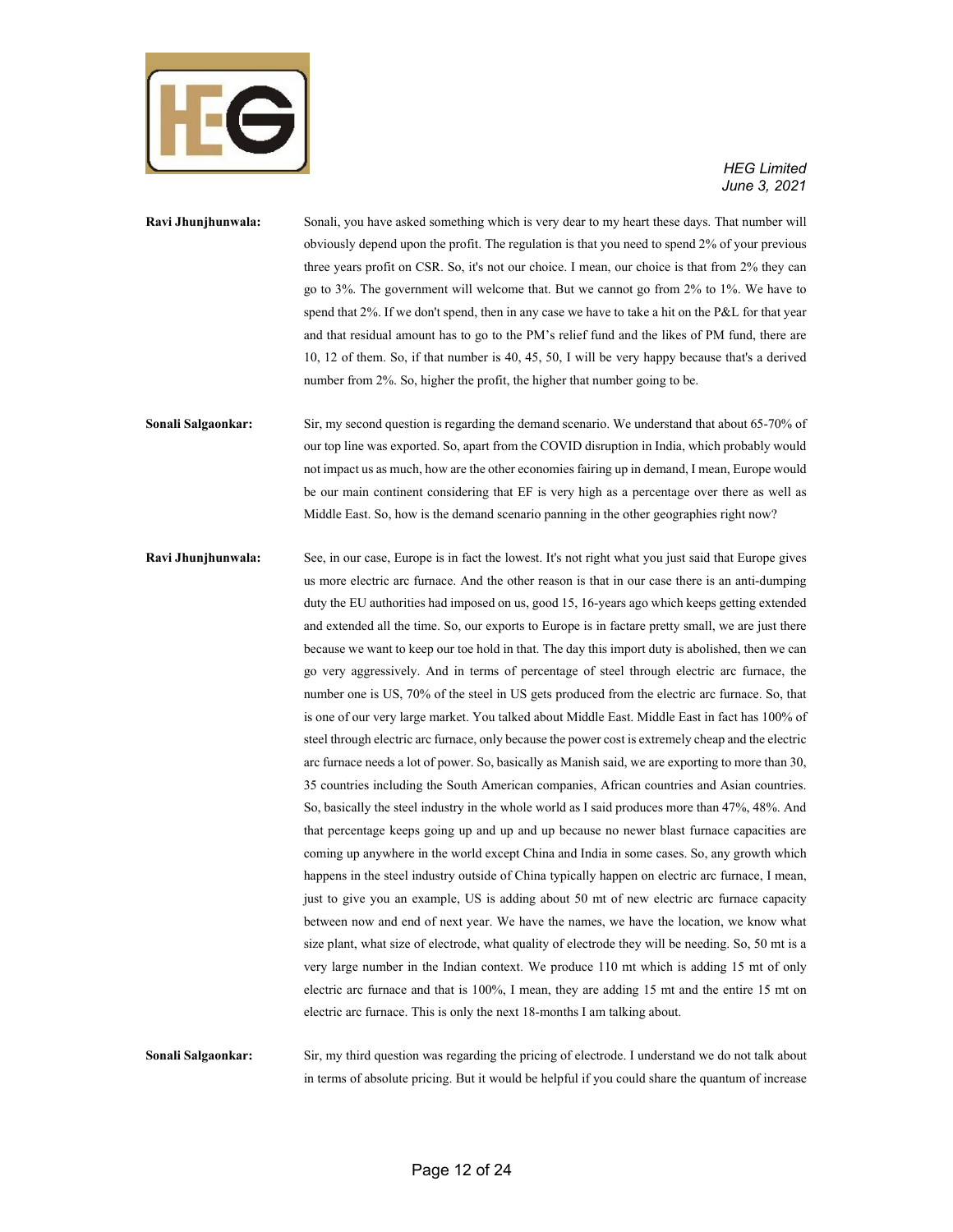**Ravi Jhunjhunwala:** Sonali, you have asked something which is very dear to my heart these days. That number will obviously depend upon the profit. The regulation is that you need to spend 2% of your previous three years profit on CSR. So, it's not our choice. I mean, our choice is that from 2% they can go to 3%. The government will welcome that. But we cannot go from 2% to 1%. We have to spend that 2%. If we don't spend, then in any case we have to take a hit on the P&L for that year and that residual amount has to go to the PM's relief fund and the likes of PM fund, there are 10, 12 of them. So, if that number is 40, 45, 50, I will be very happy because that's a derived number from 2%. So, higher the profit, the higher that number going to be.

**Sonali Salgaonkar:** Sir, my second question is regarding the demand scenario. We understand that about 65-70% of our top line was exported. So, apart from the COVID disruption in India, which probably would not impact us as much, how are the other economies fairing up in demand, I mean, Europe would be our main continent considering that EF is very high as a percentage over there as well as Middle East. So, how is the demand scenario panning in the other geographies right now?

**Ravi Jhunjhunwala:** See, in our case, Europe is in fact the lowest. It's not right what you just said that Europe gives us more electric arc furnace. And the other reason is that in our case there is an anti-dumping duty the EU authorities had imposed on us, good 15, 16-years ago which keeps getting extended and extended all the time. So, our exports to Europe is in factare pretty small, we are just there because we want to keep our toe hold in that. The day this import duty is abolished, then we can go very aggressively. And in terms of percentage of steel through electric arc furnace, the number one is US, 70% of the steel in US gets produced from the electric arc furnace. So, that is one of our very large market. You talked about Middle East. Middle East in fact has 100% of steel through electric arc furnace, only because the power cost is extremely cheap and the electric arc furnace needs a lot of power. So, basically as Manish said, we are exporting to more than 30, 35 countries including the South American companies, African countries and Asian countries. So, basically the steel industry in the whole world as I said produces more than 47%, 48%. And that percentage keeps going up and up and up because no newer blast furnace capacities are coming up anywhere in the world except China and India in some cases. So, any growth which happens in the steel industry outside of China typically happen on electric arc furnace, I mean, just to give you an example, US is adding about 50 mt of new electric arc furnace capacity between now and end of next year. We have the names, we have the location, we know what size plant, what size of electrode, what quality of electrode they will be needing. So, 50 mt is a very large number in the Indian context. We produce 110 mt which is adding 15 mt of only electric arc furnace and that is 100%, I mean, they are adding 15 mt and the entire 15 mt on electric arc furnace. This is only the next 18-months I am talking about.

**Sonali Salgaonkar:** Sir, my third question was regarding the pricing of electrode. I understand we do not talk about in terms of absolute pricing. But it would be helpful if you could share the quantum of increase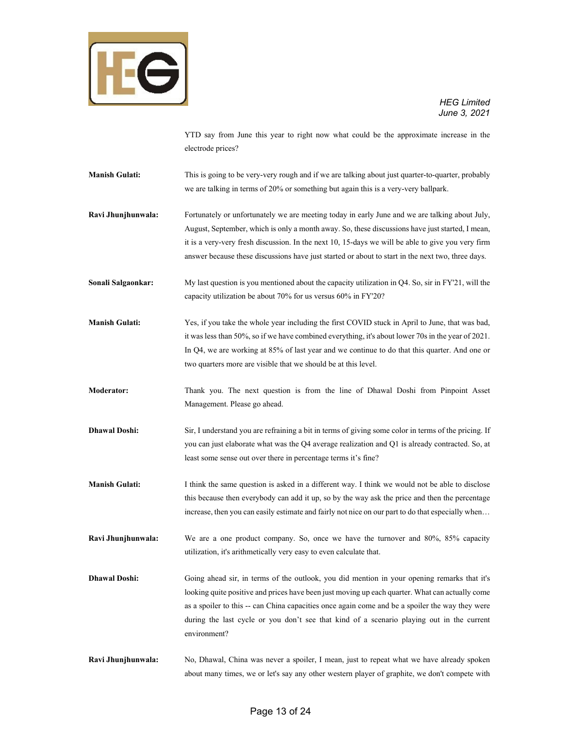YTD say from June this year to right now what could be the approximate increase in the electrode prices?

**Manish Gulati:** This is going to be very-very rough and if we are talking about just quarter-to-quarter, probably we are talking in terms of 20% or something but again this is a very-very ballpark.

**Ravi Jhunjhunwala:** Fortunately or unfortunately we are meeting today in early June and we are talking about July, August, September, which is only a month away. So, these discussions have just started, I mean, it is a very-very fresh discussion. In the next 10, 15-days we will be able to give you very firm answer because these discussions have just started or about to start in the next two, three days.

**Sonali Salgaonkar:** My last question is you mentioned about the capacity utilization in Q4. So, sir in FY'21, will the capacity utilization be about 70% for us versus 60% in FY'20?

**Manish Gulati:** Yes, if you take the whole year including the first COVID stuck in April to June, that was bad, it was less than 50%, so if we have combined everything, it's about lower 70s in the year of 2021. In Q4, we are working at 85% of last year and we continue to do that this quarter. And one or two quarters more are visible that we should be at this level.

**Moderator:** Thank you. The next question is from the line of Dhawal Doshi from Pinpoint Asset Management. Please go ahead.

**Dhawal Doshi:** Sir, I understand you are refraining a bit in terms of giving some color in terms of the pricing. If you can just elaborate what was the Q4 average realization and Q1 is already contracted. So, at least some sense out over there in percentage terms it's fine?

**Manish Gulati:** I think the same question is asked in a different way. I think we would not be able to disclose this because then everybody can add it up, so by the way ask the price and then the percentage increase, then you can easily estimate and fairly not nice on our part to do that especially when…

**Ravi Jhunjhunwala:** We are a one product company. So, once we have the turnover and 80%, 85% capacity utilization, it's arithmetically very easy to even calculate that.

**Dhawal Doshi:** Going ahead sir, in terms of the outlook, you did mention in your opening remarks that it's looking quite positive and prices have been just moving up each quarter. What can actually come as a spoiler to this -- can China capacities once again come and be a spoiler the way they were during the last cycle or you don't see that kind of a scenario playing out in the current environment?

**Ravi Jhunjhunwala:** No, Dhawal, China was never a spoiler, I mean, just to repeat what we have already spoken about many times, we or let's say any other western player of graphite, we don't compete with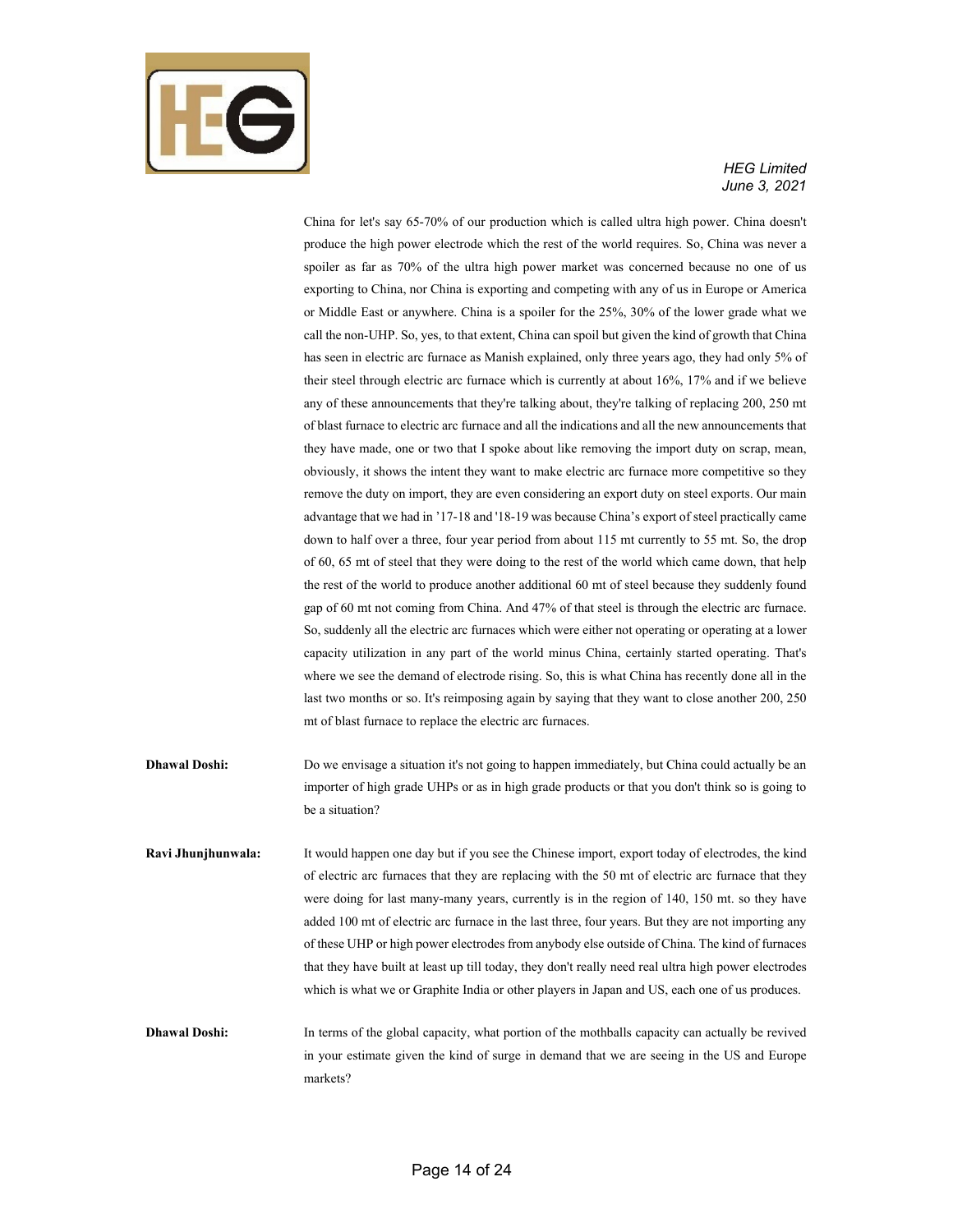China for let's say 65-70% of our production which is called ultra high power. China doesn't produce the high power electrode which the rest of the world requires. So, China was never a spoiler as far as 70% of the ultra high power market was concerned because no one of us exporting to China, nor China is exporting and competing with any of us in Europe or America or Middle East or anywhere. China is a spoiler for the 25%, 30% of the lower grade what we call the non-UHP. So, yes, to that extent, China can spoil but given the kind of growth that China has seen in electric arc furnace as Manish explained, only three years ago, they had only 5% of their steel through electric arc furnace which is currently at about 16%, 17% and if we believe any of these announcements that they're talking about, they're talking of replacing 200, 250 mt of blast furnace to electric arc furnace and all the indications and all the new announcements that they have made, one or two that I spoke about like removing the import duty on scrap, mean, obviously, it shows the intent they want to make electric arc furnace more competitive so they remove the duty on import, they are even considering an export duty on steel exports. Our main advantage that we had in '17-18 and '18-19 was because China's export of steel practically came down to half over a three, four year period from about 115 mt currently to 55 mt. So, the drop of 60, 65 mt of steel that they were doing to the rest of the world which came down, that help the rest of the world to produce another additional 60 mt of steel because they suddenly found gap of 60 mt not coming from China. And 47% of that steel is through the electric arc furnace. So, suddenly all the electric arc furnaces which were either not operating or operating at a lower capacity utilization in any part of the world minus China, certainly started operating. That's where we see the demand of electrode rising. So, this is what China has recently done all in the last two months or so. It's reimposing again by saying that they want to close another 200, 250 mt of blast furnace to replace the electric arc furnaces.

**Dhawal Doshi:** Do we envisage a situation it's not going to happen immediately, but China could actually be an importer of high grade UHPs or as in high grade products or that you don't think so is going to be a situation?

**Ravi Jhunjhunwala:** It would happen one day but if you see the Chinese import, export today of electrodes, the kind of electric arc furnaces that they are replacing with the 50 mt of electric arc furnace that they were doing for last many-many years, currently is in the region of 140, 150 mt. so they have added 100 mt of electric arc furnace in the last three, four years. But they are not importing any of these UHP or high power electrodes from anybody else outside of China. The kind of furnaces that they have built at least up till today, they don't really need real ultra high power electrodes which is what we or Graphite India or other players in Japan and US, each one of us produces.

**Dhawal Doshi:** In terms of the global capacity, what portion of the mothballs capacity can actually be revived in your estimate given the kind of surge in demand that we are seeing in the US and Europe markets?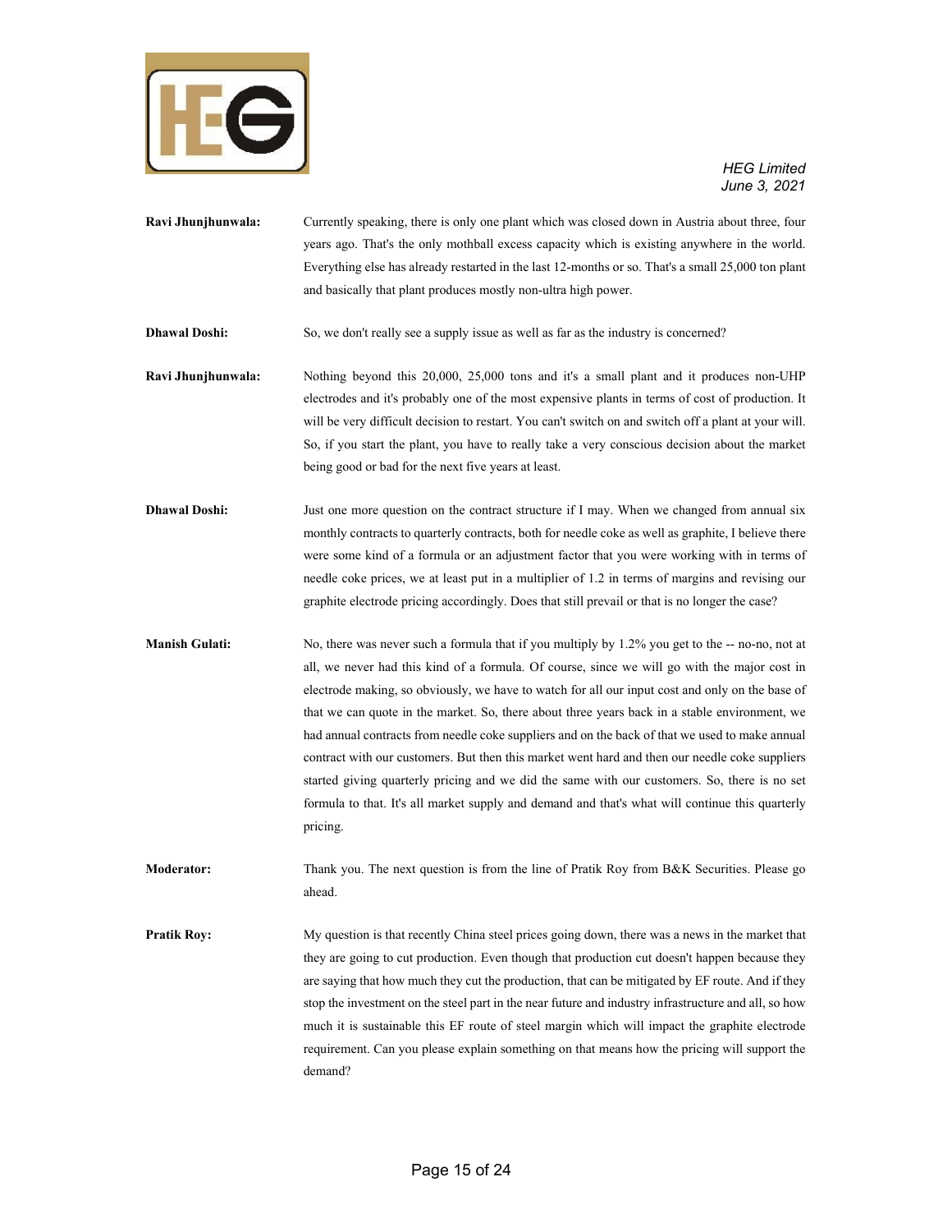**Ravi Jhunjhunwala:** Currently speaking, there is only one plant which was closed down in Austria about three, four years ago. That's the only mothball excess capacity which is existing anywhere in the world. Everything else has already restarted in the last 12-months or so. That's a small 25,000 ton plant and basically that plant produces mostly non-ultra high power.

**Dhawal Doshi:** So, we don't really see a supply issue as well as far as the industry is concerned?

**Ravi Jhunjhunwala:** Nothing beyond this 20,000, 25,000 tons and it's a small plant and it produces non-UHP electrodes and it's probably one of the most expensive plants in terms of cost of production. It will be very difficult decision to restart. You can't switch on and switch off a plant at your will. So, if you start the plant, you have to really take a very conscious decision about the market being good or bad for the next five years at least.

**Dhawal Doshi:** Just one more question on the contract structure if I may. When we changed from annual six monthly contracts to quarterly contracts, both for needle coke as well as graphite, I believe there were some kind of a formula or an adjustment factor that you were working with in terms of needle coke prices, we at least put in a multiplier of 1.2 in terms of margins and revising our graphite electrode pricing accordingly. Does that still prevail or that is no longer the case?

**Manish Gulati:** No, there was never such a formula that if you multiply by 1.2% you get to the -- no-no, not at all, we never had this kind of a formula. Of course, since we will go with the major cost in electrode making, so obviously, we have to watch for all our input cost and only on the base of that we can quote in the market. So, there about three years back in a stable environment, we had annual contracts from needle coke suppliers and on the back of that we used to make annual contract with our customers. But then this market went hard and then our needle coke suppliers started giving quarterly pricing and we did the same with our customers. So, there is no set formula to that. It's all market supply and demand and that's what will continue this quarterly pricing.

**Moderator:** Thank you. The next question is from the line of Pratik Roy from B&K Securities. Please go ahead.

**Pratik Roy:** My question is that recently China steel prices going down, there was a news in the market that they are going to cut production. Even though that production cut doesn't happen because they are saying that how much they cut the production, that can be mitigated by EF route. And if they stop the investment on the steel part in the near future and industry infrastructure and all, so how much it is sustainable this EF route of steel margin which will impact the graphite electrode requirement. Can you please explain something on that means how the pricing will support the demand?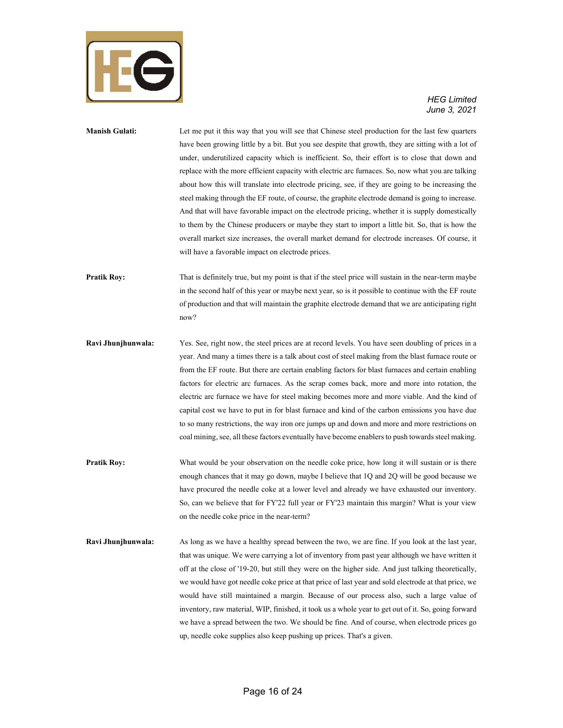**Manish Gulati:** Let me put it this way that you will see that Chinese steel production for the last few quarters have been growing little by a bit. But you see despite that growth, they are sitting with a lot of under, underutilized capacity which is inefficient. So, their effort is to close that down and replace with the more efficient capacity with electric arc furnaces. So, now what you are talking about how this will translate into electrode pricing, see, if they are going to be increasing the steel making through the EF route, of course, the graphite electrode demand is going to increase. And that will have favorable impact on the electrode pricing, whether it is supply domestically to them by the Chinese producers or maybe they start to import a little bit. So, that is how the overall market size increases, the overall market demand for electrode increases. Of course, it will have a favorable impact on electrode prices.

**Pratik Roy:** That is definitely true, but my point is that if the steel price will sustain in the near-term maybe in the second half of this year or maybe next year, so is it possible to continue with the EF route of production and that will maintain the graphite electrode demand that we are anticipating right now?

**Ravi Jhunjhunwala:** Yes. See, right now, the steel prices are at record levels. You have seen doubling of prices in a year. And many a times there is a talk about cost of steel making from the blast furnace route or from the EF route. But there are certain enabling factors for blast furnaces and certain enabling factors for electric arc furnaces. As the scrap comes back, more and more into rotation, the electric arc furnace we have for steel making becomes more and more viable. And the kind of capital cost we have to put in for blast furnace and kind of the carbon emissions you have due to so many restrictions, the way iron ore jumps up and down and more and more restrictions on coal mining, see, all these factors eventually have become enablers to push towards steel making.

**Pratik Roy:** What would be your observation on the needle coke price, how long it will sustain or is there enough chances that it may go down, maybe I believe that 1Q and 2Q will be good because we have procured the needle coke at a lower level and already we have exhausted our inventory. So, can we believe that for FY'22 full year or FY'23 maintain this margin? What is your view on the needle coke price in the near-term?

**Ravi Jhunjhunwala:** As long as we have a healthy spread between the two, we are fine. If you look at the last year, that was unique. We were carrying a lot of inventory from past year although we have written it off at the close of '19-20, but still they were on the higher side. And just talking theoretically, we would have got needle coke price at that price of last year and sold electrode at that price, we would have still maintained a margin. Because of our process also, such a large value of inventory, raw material, WIP, finished, it took us a whole year to get out of it. So, going forward we have a spread between the two. We should be fine. And of course, when electrode prices go up, needle coke supplies also keep pushing up prices. That's a given.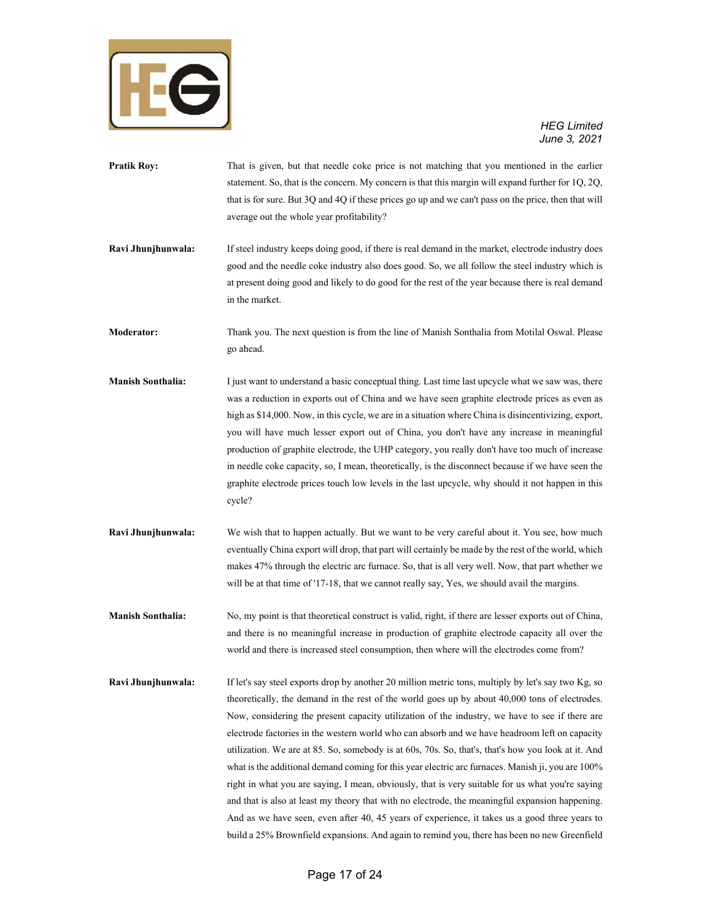**Pratik Roy:** That is given, but that needle coke price is not matching that you mentioned in the earlier statement. So, that is the concern. My concern is that this margin will expand further for 1Q, 2Q, that is for sure. But 3Q and 4Q if these prices go up and we can't pass on the price, then that will average out the whole year profitability?

**Ravi Jhunjhunwala:** If steel industry keeps doing good, if there is real demand in the market, electrode industry does good and the needle coke industry also does good. So, we all follow the steel industry which is at present doing good and likely to do good for the rest of the year because there is real demand in the market.

**Moderator:** Thank you. The next question is from the line of Manish Sonthalia from Motilal Oswal. Please go ahead.

**Manish Sonthalia:** I just want to understand a basic conceptual thing. Last time last upcycle what we saw was, there was a reduction in exports out of China and we have seen graphite electrode prices as even as high as $14,000. Now, in this cycle, we are in a situation where China is disincentivizing, export, you will have much lesser export out of China, you don't have any increase in meaningful production of graphite electrode, the UHP category, you really don't have too much of increase in needle coke capacity, so, I mean, theoretically, is the disconnect because if we have seen the graphite electrode prices touch low levels in the last upcycle, why should it not happen in this cycle?

**Ravi Jhunjhunwala:** We wish that to happen actually. But we want to be very careful about it. You see, how much eventually China export will drop, that part will certainly be made by the rest of the world, which makes 47% through the electric arc furnace. So, that is all very well. Now, that part whether we will be at that time of '17-18, that we cannot really say, Yes, we should avail the margins.

**Manish Sonthalia:** No, my point is that theoretical construct is valid, right, if there are lesser exports out of China, and there is no meaningful increase in production of graphite electrode capacity all over the world and there is increased steel consumption, then where will the electrodes come from?

**Ravi Jhunjhunwala:** If let's say steel exports drop by another 20 million metric tons, multiply by let's say two Kg, so theoretically, the demand in the rest of the world goes up by about 40,000 tons of electrodes. Now, considering the present capacity utilization of the industry, we have to see if there are electrode factories in the western world who can absorb and we have headroom left on capacity utilization. We are at 85. So, somebody is at 60s, 70s. So, that's, that's how you look at it. And what is the additional demand coming for this year electric arc furnaces. Manish ji, you are 100% right in what you are saying, I mean, obviously, that is very suitable for us what you're saying and that is also at least my theory that with no electrode, the meaningful expansion happening. And as we have seen, even after 40, 45 years of experience, it takes us a good three years to build a 25% Brownfield expansions. And again to remind you, there has been no new Greenfield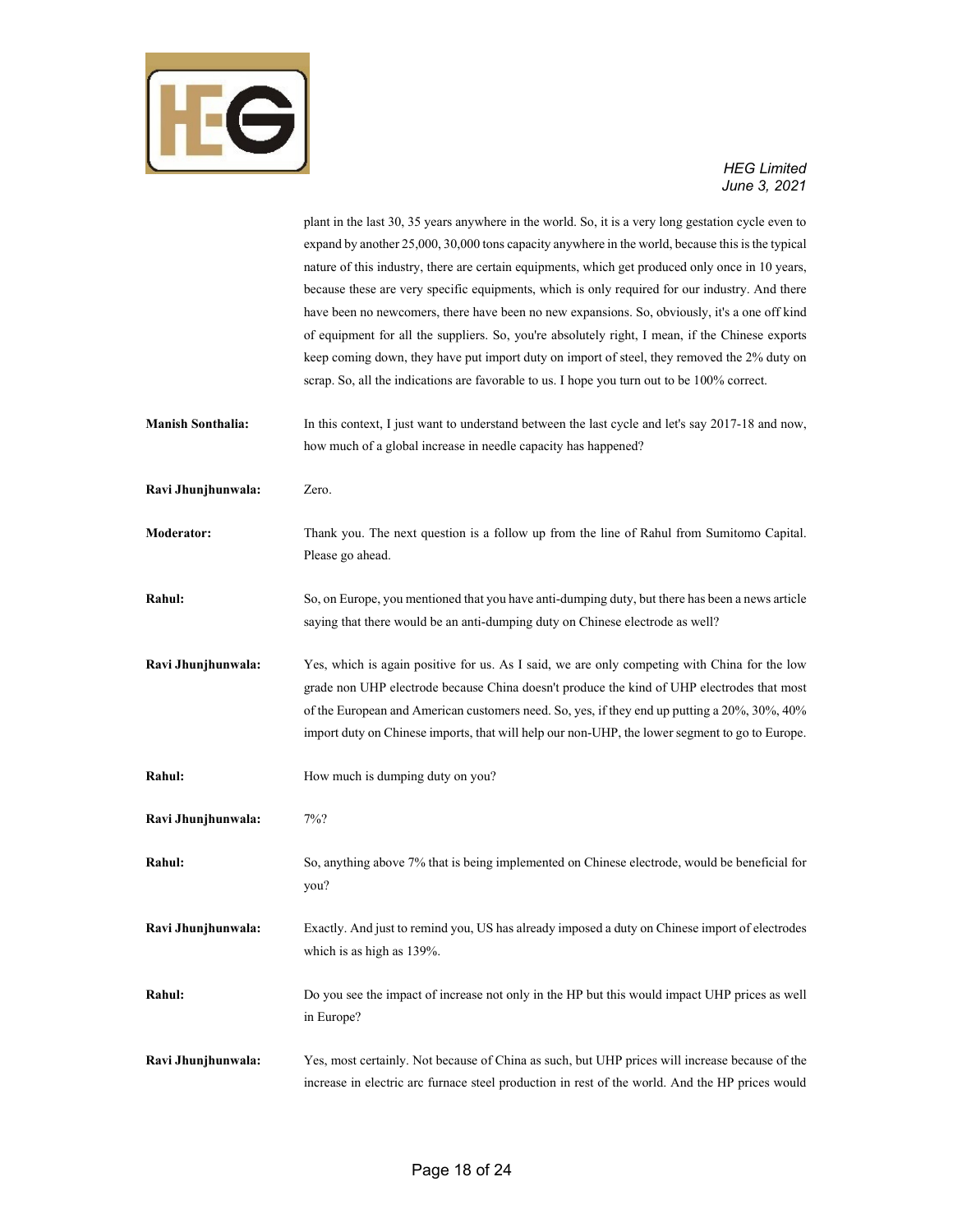plant in the last 30, 35 years anywhere in the world. So, it is a very long gestation cycle even to expand by another 25,000, 30,000 tons capacity anywhere in the world, because this is the typical nature of this industry, there are certain equipments, which get produced only once in 10 years, because these are very specific equipments, which is only required for our industry. And there have been no newcomers, there have been no new expansions. So, obviously, it's a one off kind of equipment for all the suppliers. So, you're absolutely right, I mean, if the Chinese exports keep coming down, they have put import duty on import of steel, they removed the 2% duty on scrap. So, all the indications are favorable to us. I hope you turn out to be 100% correct.

**Manish Sonthalia:** In this context, I just want to understand between the last cycle and let's say 2017-18 and now, how much of a global increase in needle capacity has happened?

**Ravi Jhunjhunwala:** Zero.

**Moderator:** Thank you. The next question is a follow up from the line of Rahul from Sumitomo Capital. Please go ahead.

**Rahul:** So, on Europe, you mentioned that you have anti-dumping duty, but there has been a news article saying that there would be an anti-dumping duty on Chinese electrode as well?

**Ravi Jhunjhunwala:** Yes, which is again positive for us. As I said, we are only competing with China for the low grade non UHP electrode because China doesn't produce the kind of UHP electrodes that most of the European and American customers need. So, yes, if they end up putting a 20%, 30%, 40% import duty on Chinese imports, that will help our non-UHP, the lower segment to go to Europe.

**Rahul:** How much is dumping duty on you?

**Ravi Jhunjhunwala:** 7%?

**Rahul:** So, anything above 7% that is being implemented on Chinese electrode, would be beneficial for you?

**Ravi Jhunjhunwala:** Exactly. And just to remind you, US has already imposed a duty on Chinese import of electrodes which is as high as 139%.

**Rahul:** Do you see the impact of increase not only in the HP but this would impact UHP prices as well in Europe?

**Ravi Jhunjhunwala:** Yes, most certainly. Not because of China as such, but UHP prices will increase because of the increase in electric arc furnace steel production in rest of the world. And the HP prices would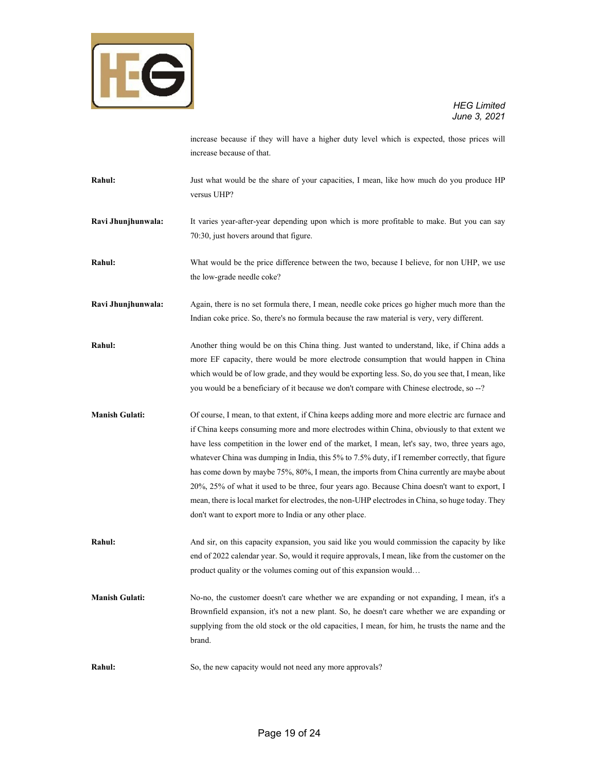increase because if they will have a higher duty level which is expected, those prices will increase because of that.

**Rahul:** Just what would be the share of your capacities, I mean, like how much do you produce HP versus UHP?

**Ravi Jhunjhunwala:** It varies year-after-year depending upon which is more profitable to make. But you can say 70:30, just hovers around that figure.

**Rahul:** What would be the price difference between the two, because I believe, for non UHP, we use the low-grade needle coke?

**Ravi Jhunjhunwala:** Again, there is no set formula there, I mean, needle coke prices go higher much more than the Indian coke price. So, there's no formula because the raw material is very, very different.

**Rahul:** Another thing would be on this China thing. Just wanted to understand, like, if China adds a more EF capacity, there would be more electrode consumption that would happen in China which would be of low grade, and they would be exporting less. So, do you see that, I mean, like you would be a beneficiary of it because we don't compare with Chinese electrode, so --?

**Manish Gulati:** Of course, I mean, to that extent, if China keeps adding more and more electric arc furnace and if China keeps consuming more and more electrodes within China, obviously to that extent we have less competition in the lower end of the market, I mean, let's say, two, three years ago, whatever China was dumping in India, this 5% to 7.5% duty, if I remember correctly, that figure has come down by maybe 75%, 80%, I mean, the imports from China currently are maybe about 20%, 25% of what it used to be three, four years ago. Because China doesn't want to export, I mean, there is local market for electrodes, the non-UHP electrodes in China, so huge today. They don't want to export more to India or any other place.

**Rahul:** And sir, on this capacity expansion, you said like you would commission the capacity by like end of 2022 calendar year. So, would it require approvals, I mean, like from the customer on the product quality or the volumes coming out of this expansion would…

**Manish Gulati:** No-no, the customer doesn't care whether we are expanding or not expanding, I mean, it's a Brownfield expansion, it's not a new plant. So, he doesn't care whether we are expanding or supplying from the old stock or the old capacities, I mean, for him, he trusts the name and the brand.

**Rahul:** So, the new capacity would not need any more approvals?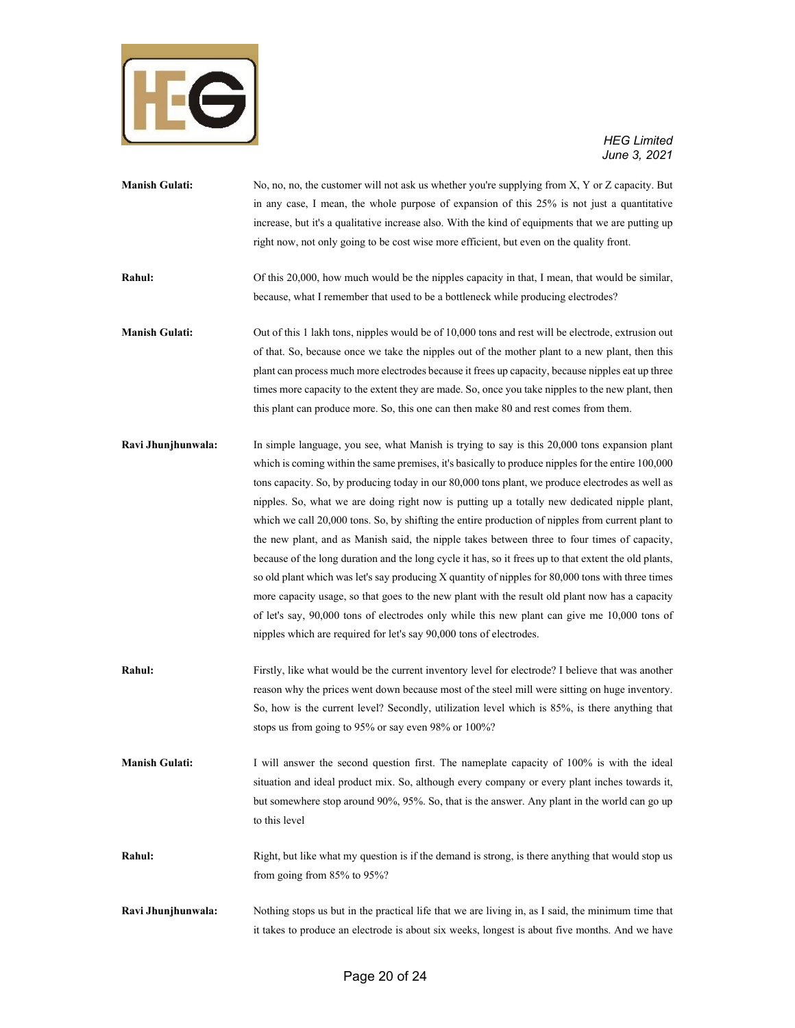**Manish Gulati:** No, no, no, the customer will not ask us whether you're supplying from X, Y or Z capacity. But in any case, I mean, the whole purpose of expansion of this 25% is not just a quantitative increase, but it's a qualitative increase also. With the kind of equipments that we are putting up right now, not only going to be cost wise more efficient, but even on the quality front.

**Rahul:** Of this 20,000, how much would be the nipples capacity in that, I mean, that would be similar, because, what I remember that used to be a bottleneck while producing electrodes?

**Manish Gulati:** Out of this 1 lakh tons, nipples would be of 10,000 tons and rest will be electrode, extrusion out of that. So, because once we take the nipples out of the mother plant to a new plant, then this plant can process much more electrodes because it frees up capacity, because nipples eat up three times more capacity to the extent they are made. So, once you take nipples to the new plant, then this plant can produce more. So, this one can then make 80 and rest comes from them.

**Ravi Jhunjhunwala:** In simple language, you see, what Manish is trying to say is this 20,000 tons expansion plant which is coming within the same premises, it's basically to produce nipples for the entire 100,000 tons capacity. So, by producing today in our 80,000 tons plant, we produce electrodes as well as nipples. So, what we are doing right now is putting up a totally new dedicated nipple plant, which we call 20,000 tons. So, by shifting the entire production of nipples from current plant to the new plant, and as Manish said, the nipple takes between three to four times of capacity, because of the long duration and the long cycle it has, so it frees up to that extent the old plants, so old plant which was let's say producing X quantity of nipples for 80,000 tons with three times more capacity usage, so that goes to the new plant with the result old plant now has a capacity of let's say, 90,000 tons of electrodes only while this new plant can give me 10,000 tons of nipples which are required for let's say 90,000 tons of electrodes.

**Rahul:** Firstly, like what would be the current inventory level for electrode? I believe that was another reason why the prices went down because most of the steel mill were sitting on huge inventory. So, how is the current level? Secondly, utilization level which is 85%, is there anything that stops us from going to 95% or say even 98% or 100%?

**Manish Gulati:** I will answer the second question first. The nameplate capacity of 100% is with the ideal situation and ideal product mix. So, although every company or every plant inches towards it, but somewhere stop around 90%, 95%. So, that is the answer. Any plant in the world can go up to this level

**Rahul:** Right, but like what my question is if the demand is strong, is there anything that would stop us from going from 85% to 95%?

**Ravi Jhunjhunwala:** Nothing stops us but in the practical life that we are living in, as I said, the minimum time that it takes to produce an electrode is about six weeks, longest is about five months. And we have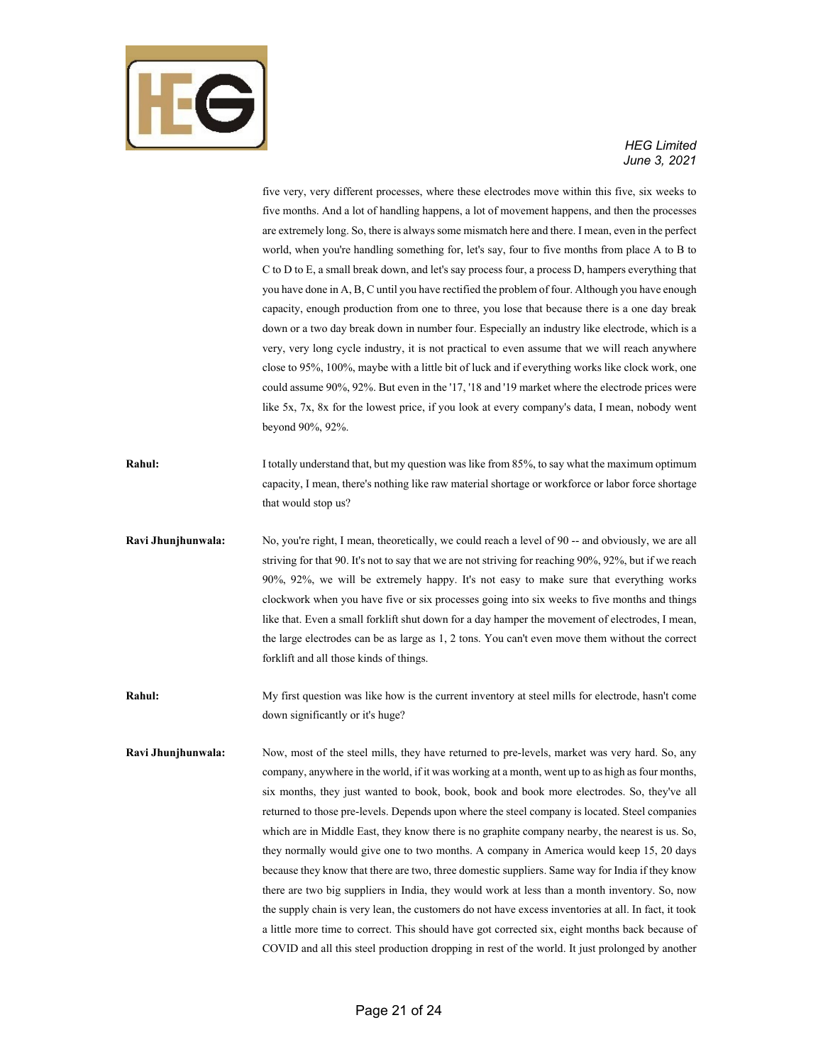five very, very different processes, where these electrodes move within this five, six weeks to five months. And a lot of handling happens, a lot of movement happens, and then the processes are extremely long. So, there is always some mismatch here and there. I mean, even in the perfect world, when you're handling something for, let's say, four to five months from place A to B to C to D to E, a small break down, and let's say process four, a process D, hampers everything that you have done in A, B, C until you have rectified the problem of four. Although you have enough capacity, enough production from one to three, you lose that because there is a one day break down or a two day break down in number four. Especially an industry like electrode, which is a very, very long cycle industry, it is not practical to even assume that we will reach anywhere close to 95%, 100%, maybe with a little bit of luck and if everything works like clock work, one could assume 90%, 92%. But even in the '17, '18 and '19 market where the electrode prices were like 5x, 7x, 8x for the lowest price, if you look at every company's data, I mean, nobody went beyond 90%, 92%.

**Rahul:** I totally understand that, but my question was like from 85%, to say what the maximum optimum capacity, I mean, there's nothing like raw material shortage or workforce or labor force shortage that would stop us?

**Ravi Jhunjhunwala:** No, you're right, I mean, theoretically, we could reach a level of 90 -- and obviously, we are all striving for that 90. It's not to say that we are not striving for reaching 90%, 92%, but if we reach 90%, 92%, we will be extremely happy. It's not easy to make sure that everything works clockwork when you have five or six processes going into six weeks to five months and things like that. Even a small forklift shut down for a day hamper the movement of electrodes, I mean, the large electrodes can be as large as 1, 2 tons. You can't even move them without the correct forklift and all those kinds of things.

**Rahul:** My first question was like how is the current inventory at steel mills for electrode, hasn't come down significantly or it's huge?

**Ravi Jhunjhunwala:** Now, most of the steel mills, they have returned to pre-levels, market was very hard. So, any company, anywhere in the world, if it was working at a month, went up to as high as four months, six months, they just wanted to book, book, book and book more electrodes. So, they've all returned to those pre-levels. Depends upon where the steel company is located. Steel companies which are in Middle East, they know there is no graphite company nearby, the nearest is us. So, they normally would give one to two months. A company in America would keep 15, 20 days because they know that there are two, three domestic suppliers. Same way for India if they know there are two big suppliers in India, they would work at less than a month inventory. So, now the supply chain is very lean, the customers do not have excess inventories at all. In fact, it took a little more time to correct. This should have got corrected six, eight months back because of COVID and all this steel production dropping in rest of the world. It just prolonged by another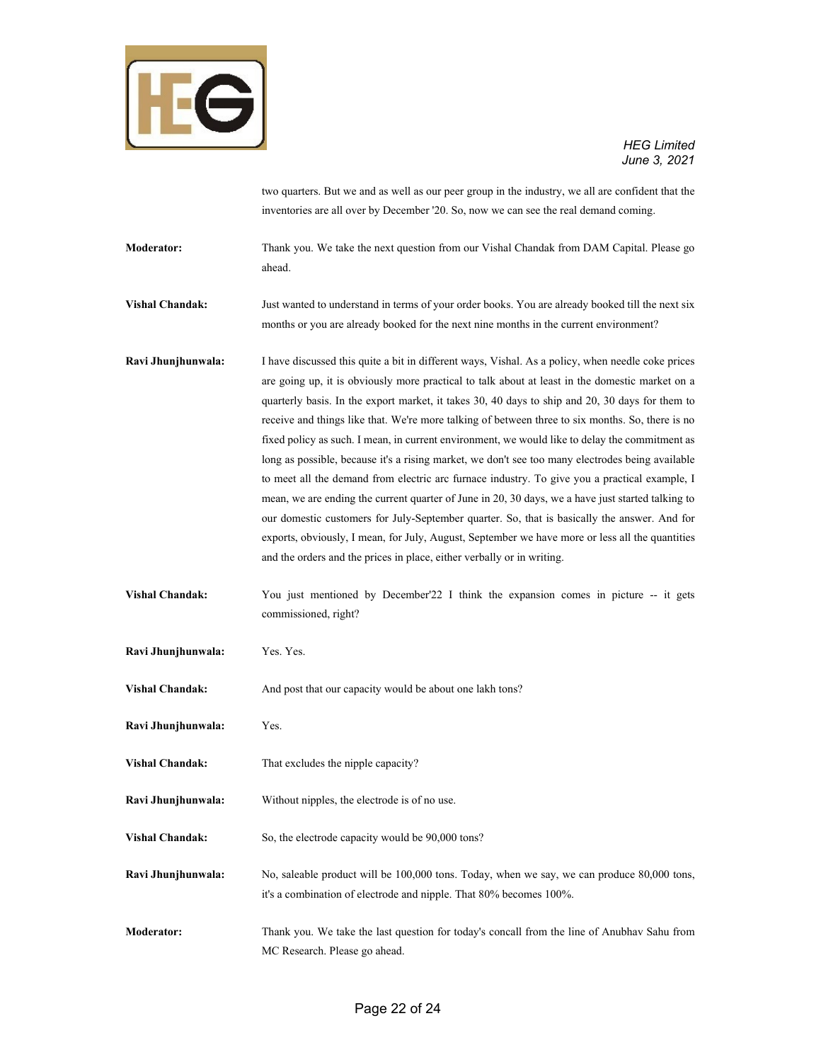two quarters. But we and as well as our peer group in the industry, we all are confident that the inventories are all over by December '20. So, now we can see the real demand coming.

**Moderator:** Thank you. We take the next question from our Vishal Chandak from DAM Capital. Please go ahead.

**Vishal Chandak:** Just wanted to understand in terms of your order books. You are already booked till the next six months or you are already booked for the next nine months in the current environment?

**Ravi Jhunjhunwala:** I have discussed this quite a bit in different ways, Vishal. As a policy, when needle coke prices are going up, it is obviously more practical to talk about at least in the domestic market on a quarterly basis. In the export market, it takes 30, 40 days to ship and 20, 30 days for them to receive and things like that. We're more talking of between three to six months. So, there is no fixed policy as such. I mean, in current environment, we would like to delay the commitment as long as possible, because it's a rising market, we don't see too many electrodes being available to meet all the demand from electric arc furnace industry. To give you a practical example, I mean, we are ending the current quarter of June in 20, 30 days, we a have just started talking to our domestic customers for July-September quarter. So, that is basically the answer. And for exports, obviously, I mean, for July, August, September we have more or less all the quantities and the orders and the prices in place, either verbally or in writing.

**Vishal Chandak:** You just mentioned by December'22 I think the expansion comes in picture -- it gets commissioned, right?

**Ravi Jhunjhunwala:** Yes. Yes.

**Vishal Chandak:** And post that our capacity would be about one lakh tons?

**Ravi Jhunjhunwala:** Yes.

**Vishal Chandak:** That excludes the nipple capacity?

**Ravi Jhunjhunwala:** Without nipples, the electrode is of no use.

**Vishal Chandak:** So, the electrode capacity would be 90,000 tons?

**Ravi Jhunjhunwala:** No, saleable product will be 100,000 tons. Today, when we say, we can produce 80,000 tons, it's a combination of electrode and nipple. That 80% becomes 100%.

**Moderator:** Thank you. We take the last question for today's concall from the line of Anubhav Sahu from MC Research. Please go ahead.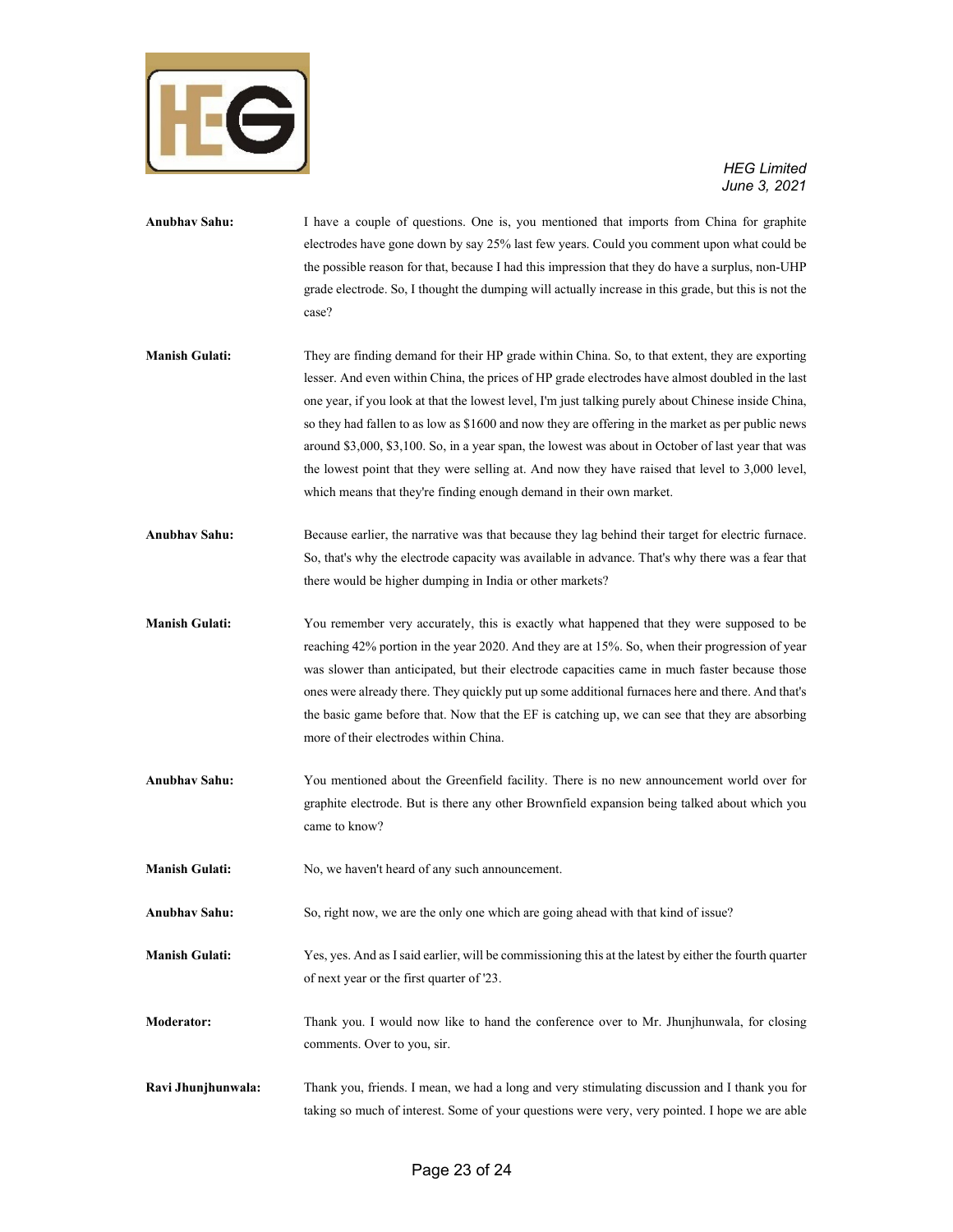**Anubhav Sahu:** I have a couple of questions. One is, you mentioned that imports from China for graphite electrodes have gone down by say 25% last few years. Could you comment upon what could be the possible reason for that, because I had this impression that they do have a surplus, non-UHP grade electrode. So, I thought the dumping will actually increase in this grade, but this is not the case?

**Manish Gulati:** They are finding demand for their HP grade within China. So, to that extent, they are exporting lesser. And even within China, the prices of HP grade electrodes have almost doubled in the last one year, if you look at that the lowest level, I'm just talking purely about Chinese inside China, so they had fallen to as low as $1600 and now they are offering in the market as per public news around $3,000, $3,100. So, in a year span, the lowest was about in October of last year that was the lowest point that they were selling at. And now they have raised that level to 3,000 level, which means that they're finding enough demand in their own market.

**Anubhav Sahu:** Because earlier, the narrative was that because they lag behind their target for electric furnace. So, that's why the electrode capacity was available in advance. That's why there was a fear that there would be higher dumping in India or other markets?

**Manish Gulati:** You remember very accurately, this is exactly what happened that they were supposed to be reaching 42% portion in the year 2020. And they are at 15%. So, when their progression of year was slower than anticipated, but their electrode capacities came in much faster because those ones were already there. They quickly put up some additional furnaces here and there. And that's the basic game before that. Now that the EF is catching up, we can see that they are absorbing more of their electrodes within China.

**Anubhav Sahu:** You mentioned about the Greenfield facility. There is no new announcement world over for graphite electrode. But is there any other Brownfield expansion being talked about which you came to know?

**Manish Gulati:** No, we haven't heard of any such announcement.

**Anubhav Sahu:** So, right now, we are the only one which are going ahead with that kind of issue?

**Manish Gulati:** Yes, yes. And as I said earlier, will be commissioning this at the latest by either the fourth quarter of next year or the first quarter of '23.

**Moderator:** Thank you. I would now like to hand the conference over to Mr. Jhunjhunwala, for closing comments. Over to you, sir.

**Ravi Jhunjhunwala:** Thank you, friends. I mean, we had a long and very stimulating discussion and I thank you for taking so much of interest. Some of your questions were very, very pointed. I hope we are able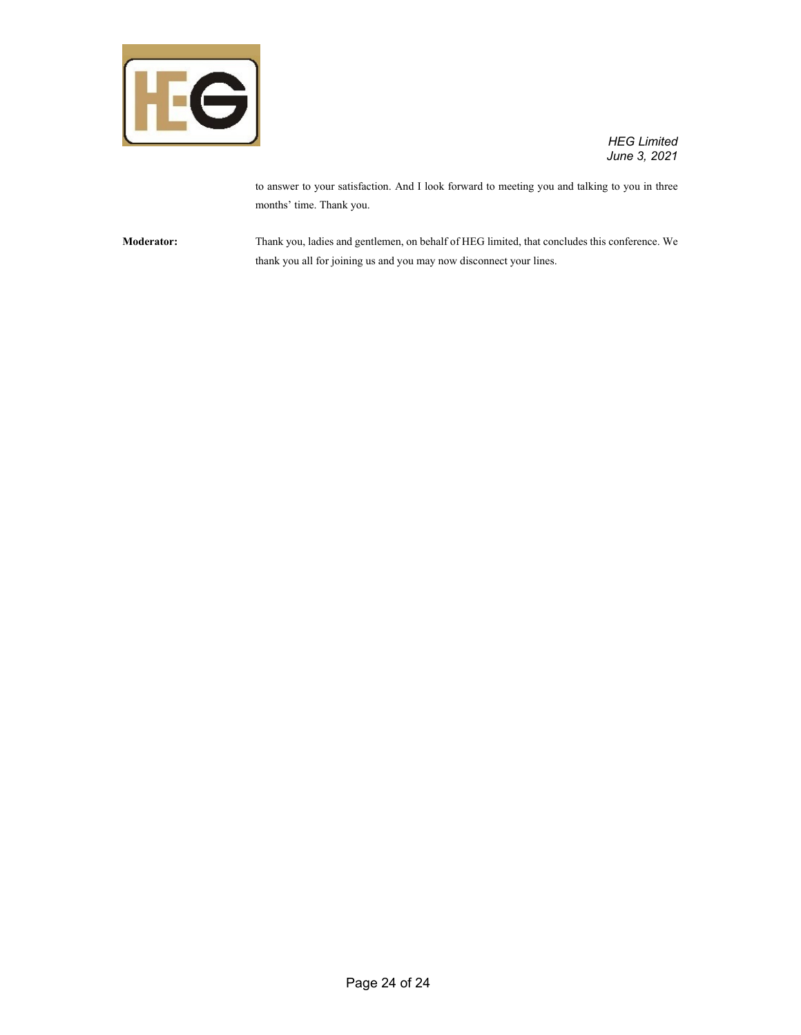to answer to your satisfaction. And I look forward to meeting you and talking to you in three months' time. Thank you.

**Moderator:** Thank you, ladies and gentlemen, on behalf of HEG limited, that concludes this conference. We thank you all for joining us and you may now disconnect your lines.